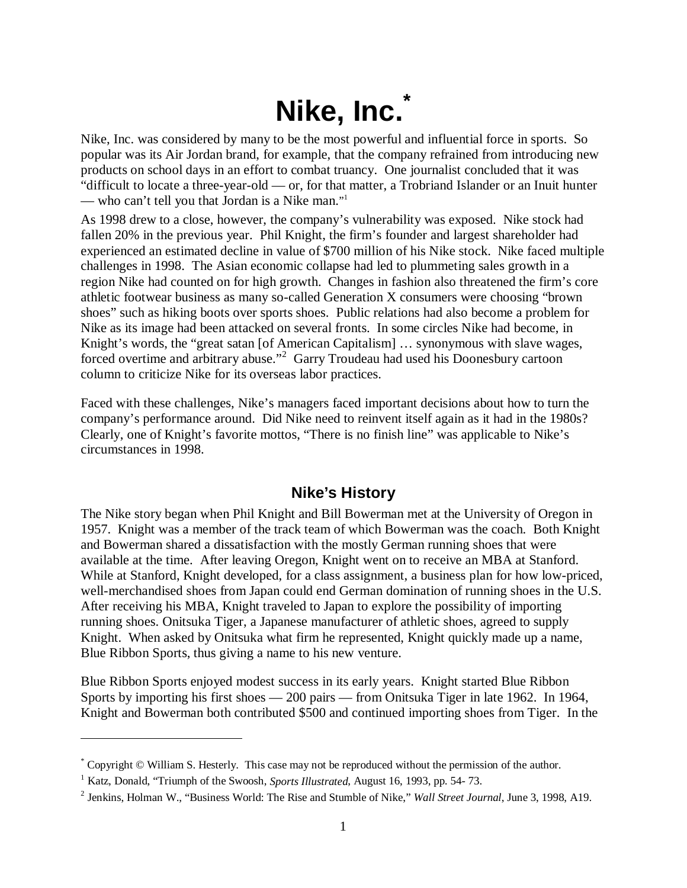# Nike, Inc.*

Nike, Inc. was considered by many to be the most powerful and influential force in sports. So popular was its Air Jordan brand, for example, that the company refrained from introducing new products on school days in an effort to combat truancy. One journalist concluded that it was "difficult to locate a three-year-old — or, for that matter, a Trobriand Islander or an Inuit hunter — who can't tell you that Jordan is a Nike man."[1]

As 1998 drew to a close, however, the company's vulnerability was exposed. Nike stock had fallen 20% in the previous year. Phil Knight, the firm's founder and largest shareholder had experienced an estimated decline in value of $700 million of his Nike stock. Nike faced multiple challenges in 1998. The Asian economic collapse had led to plummeting sales growth in a region Nike had counted on for high growth. Changes in fashion also threatened the firm's core athletic footwear business as many so-called Generation X consumers were choosing "brown shoes" such as hiking boots over sports shoes. Public relations had also become a problem for Nike as its image had been attacked on several fronts. In some circles Nike had become, in Knight's words, the "great satan [of American Capitalism] … synonymous with slave wages, forced overtime and arbitrary abuse."[2] Garry Troudeau had used his Doonesbury cartoon column to criticize Nike for its overseas labor practices.

Faced with these challenges, Nike's managers faced important decisions about how to turn the company's performance around. Did Nike need to reinvent itself again as it had in the 1980s? Clearly, one of Knight's favorite mottos, "There is no finish line" was applicable to Nike's circumstances in 1998.

## Nike's History

The Nike story began when Phil Knight and Bill Bowerman met at the University of Oregon in 1957. Knight was a member of the track team of which Bowerman was the coach. Both Knight and Bowerman shared a dissatisfaction with the mostly German running shoes that were available at the time. After leaving Oregon, Knight went on to receive an MBA at Stanford. While at Stanford, Knight developed, for a class assignment, a business plan for how low-priced, well-merchandised shoes from Japan could end German domination of running shoes in the U.S. After receiving his MBA, Knight traveled to Japan to explore the possibility of importing running shoes. Onitsuka Tiger, a Japanese manufacturer of athletic shoes, agreed to supply Knight. When asked by Onitsuka what firm he represented, Knight quickly made up a name, Blue Ribbon Sports, thus giving a name to his new venture.

Blue Ribbon Sports enjoyed modest success in its early years. Knight started Blue Ribbon Sports by importing his first shoes — 200 pairs — from Onitsuka Tiger in late 1962. In 1964, Knight and Bowerman both contributed $500 and continued importing shoes from Tiger. In the

---

* Copyright © William S. Hesterly. This case may not be reproduced without the permission of the author.

[1] Katz, Donald, "Triumph of the Swoosh, *Sports Illustrated*, August 16, 1993, pp. 54- 73.

[2] Jenkins, Holman W., "Business World: The Rise and Stumble of Nike," *Wall Street Journal*, June 3, 1998, A19.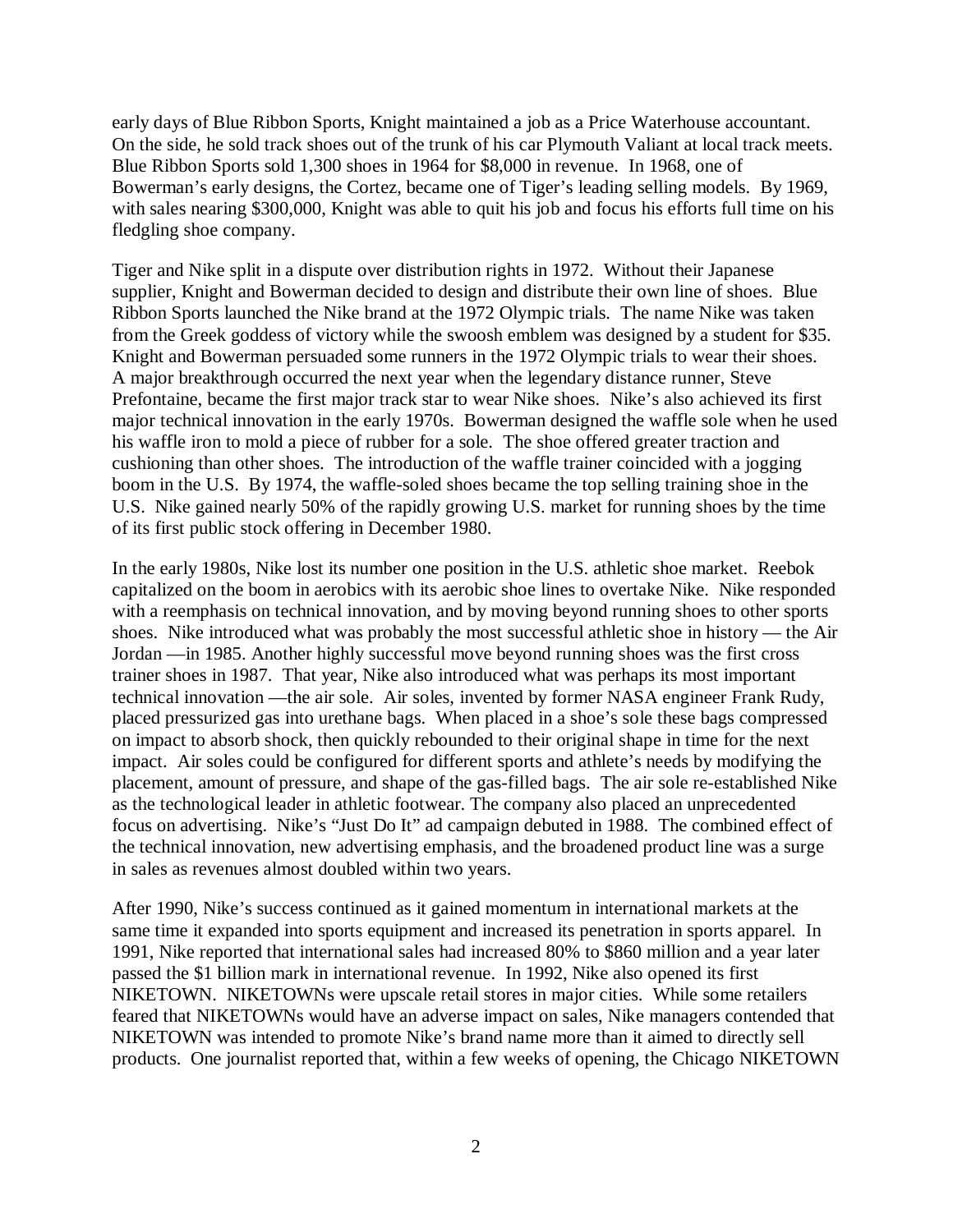early days of Blue Ribbon Sports, Knight maintained a job as a Price Waterhouse accountant. On the side, he sold track shoes out of the trunk of his car Plymouth Valiant at local track meets. Blue Ribbon Sports sold 1,300 shoes in 1964 for $8,000 in revenue. In 1968, one of Bowerman's early designs, the Cortez, became one of Tiger's leading selling models. By 1969, with sales nearing $300,000, Knight was able to quit his job and focus his efforts full time on his fledgling shoe company.

Tiger and Nike split in a dispute over distribution rights in 1972. Without their Japanese supplier, Knight and Bowerman decided to design and distribute their own line of shoes. Blue Ribbon Sports launched the Nike brand at the 1972 Olympic trials. The name Nike was taken from the Greek goddess of victory while the swoosh emblem was designed by a student for $35. Knight and Bowerman persuaded some runners in the 1972 Olympic trials to wear their shoes. A major breakthrough occurred the next year when the legendary distance runner, Steve Prefontaine, became the first major track star to wear Nike shoes. Nike's also achieved its first major technical innovation in the early 1970s. Bowerman designed the waffle sole when he used his waffle iron to mold a piece of rubber for a sole. The shoe offered greater traction and cushioning than other shoes. The introduction of the waffle trainer coincided with a jogging boom in the U.S. By 1974, the waffle-soled shoes became the top selling training shoe in the U.S. Nike gained nearly 50% of the rapidly growing U.S. market for running shoes by the time of its first public stock offering in December 1980.

In the early 1980s, Nike lost its number one position in the U.S. athletic shoe market. Reebok capitalized on the boom in aerobics with its aerobic shoe lines to overtake Nike. Nike responded with a reemphasis on technical innovation, and by moving beyond running shoes to other sports shoes. Nike introduced what was probably the most successful athletic shoe in history — the Air Jordan —in 1985. Another highly successful move beyond running shoes was the first cross trainer shoes in 1987. That year, Nike also introduced what was perhaps its most important technical innovation —the air sole. Air soles, invented by former NASA engineer Frank Rudy, placed pressurized gas into urethane bags. When placed in a shoe's sole these bags compressed on impact to absorb shock, then quickly rebounded to their original shape in time for the next impact. Air soles could be configured for different sports and athlete's needs by modifying the placement, amount of pressure, and shape of the gas-filled bags. The air sole re-established Nike as the technological leader in athletic footwear. The company also placed an unprecedented focus on advertising. Nike's "Just Do It" ad campaign debuted in 1988. The combined effect of the technical innovation, new advertising emphasis, and the broadened product line was a surge in sales as revenues almost doubled within two years.

After 1990, Nike's success continued as it gained momentum in international markets at the same time it expanded into sports equipment and increased its penetration in sports apparel. In 1991, Nike reported that international sales had increased 80% to $860 million and a year later passed the $1 billion mark in international revenue. In 1992, Nike also opened its first NIKETOWN. NIKETOWNs were upscale retail stores in major cities. While some retailers feared that NIKETOWNs would have an adverse impact on sales, Nike managers contended that NIKETOWN was intended to promote Nike's brand name more than it aimed to directly sell products. One journalist reported that, within a few weeks of opening, the Chicago NIKETOWN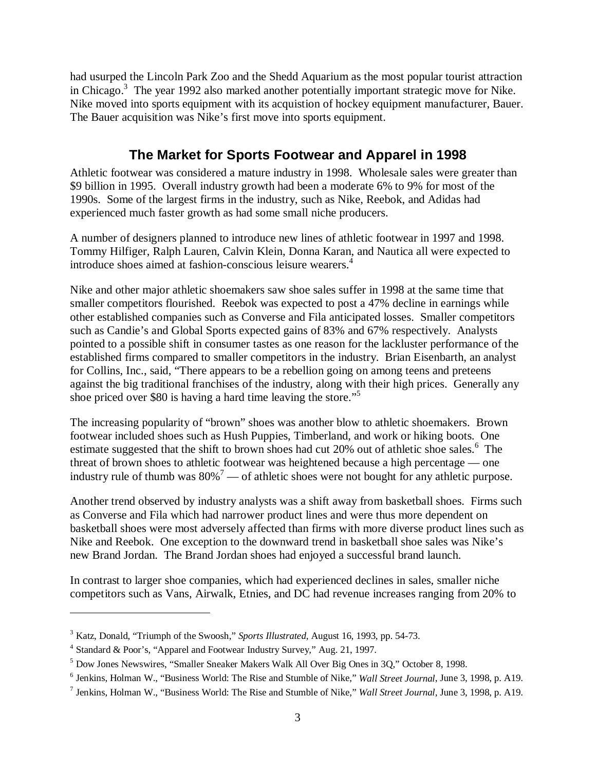had usurped the Lincoln Park Zoo and the Shedd Aquarium as the most popular tourist attraction in Chicago.[3] The year 1992 also marked another potentially important strategic move for Nike. Nike moved into sports equipment with its acquistion of hockey equipment manufacturer, Bauer. The Bauer acquisition was Nike's first move into sports equipment.

## The Market for Sports Footwear and Apparel in 1998

Athletic footwear was considered a mature industry in 1998. Wholesale sales were greater than $9 billion in 1995. Overall industry growth had been a moderate 6% to 9% for most of the 1990s. Some of the largest firms in the industry, such as Nike, Reebok, and Adidas had experienced much faster growth as had some small niche producers.

A number of designers planned to introduce new lines of athletic footwear in 1997 and 1998. Tommy Hilfiger, Ralph Lauren, Calvin Klein, Donna Karan, and Nautica all were expected to introduce shoes aimed at fashion-conscious leisure wearers.[4]

Nike and other major athletic shoemakers saw shoe sales suffer in 1998 at the same time that smaller competitors flourished. Reebok was expected to post a 47% decline in earnings while other established companies such as Converse and Fila anticipated losses. Smaller competitors such as Candie's and Global Sports expected gains of 83% and 67% respectively. Analysts pointed to a possible shift in consumer tastes as one reason for the lackluster performance of the established firms compared to smaller competitors in the industry. Brian Eisenbarth, an analyst for Collins, Inc., said, "There appears to be a rebellion going on among teens and preteens against the big traditional franchises of the industry, along with their high prices. Generally any shoe priced over $80 is having a hard time leaving the store."[5]

The increasing popularity of "brown" shoes was another blow to athletic shoemakers. Brown footwear included shoes such as Hush Puppies, Timberland, and work or hiking boots. One estimate suggested that the shift to brown shoes had cut 20% out of athletic shoe sales.[6] The threat of brown shoes to athletic footwear was heightened because a high percentage — one industry rule of thumb was 80%[7] — of athletic shoes were not bought for any athletic purpose.

Another trend observed by industry analysts was a shift away from basketball shoes. Firms such as Converse and Fila which had narrower product lines and were thus more dependent on basketball shoes were most adversely affected than firms with more diverse product lines such as Nike and Reebok. One exception to the downward trend in basketball shoe sales was Nike's new Brand Jordan. The Brand Jordan shoes had enjoyed a successful brand launch.

In contrast to larger shoe companies, which had experienced declines in sales, smaller niche competitors such as Vans, Airwalk, Etnies, and DC had revenue increases ranging from 20% to

---

[3] Katz, Donald, "Triumph of the Swoosh," *Sports Illustrated*, August 16, 1993, pp. 54-73.

[4] Standard & Poor's, "Apparel and Footwear Industry Survey," Aug. 21, 1997.

[5] Dow Jones Newswires, "Smaller Sneaker Makers Walk All Over Big Ones in 3Q," October 8, 1998.

[6] Jenkins, Holman W., "Business World: The Rise and Stumble of Nike," *Wall Street Journal*, June 3, 1998, p. A19.

[7] Jenkins, Holman W., "Business World: The Rise and Stumble of Nike," *Wall Street Journal*, June 3, 1998, p. A19.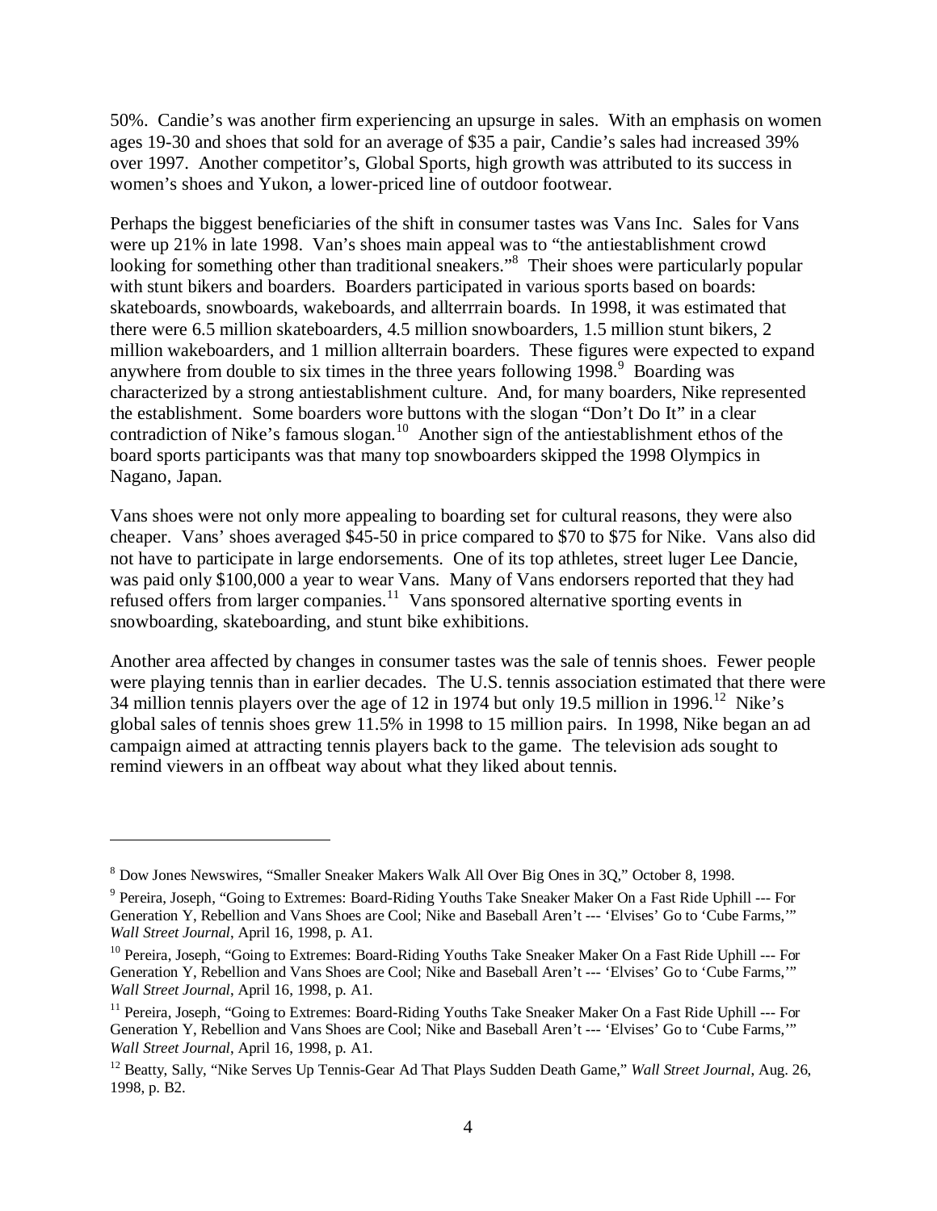50%. Candie's was another firm experiencing an upsurge in sales. With an emphasis on women ages 19-30 and shoes that sold for an average of $35 a pair, Candie's sales had increased 39% over 1997. Another competitor's, Global Sports, high growth was attributed to its success in women's shoes and Yukon, a lower-priced line of outdoor footwear.

Perhaps the biggest beneficiaries of the shift in consumer tastes was Vans Inc. Sales for Vans were up 21% in late 1998. Van's shoes main appeal was to "the antiestablishment crowd looking for something other than traditional sneakers."[8] Their shoes were particularly popular with stunt bikers and boarders. Boarders participated in various sports based on boards: skateboards, snowboards, wakeboards, and allterrrain boards. In 1998, it was estimated that there were 6.5 million skateboarders, 4.5 million snowboarders, 1.5 million stunt bikers, 2 million wakeboarders, and 1 million allterrain boarders. These figures were expected to expand anywhere from double to six times in the three years following 1998.[9] Boarding was characterized by a strong antiestablishment culture. And, for many boarders, Nike represented the establishment. Some boarders wore buttons with the slogan "Don't Do It" in a clear contradiction of Nike's famous slogan.[10] Another sign of the antiestablishment ethos of the board sports participants was that many top snowboarders skipped the 1998 Olympics in Nagano, Japan.

Vans shoes were not only more appealing to boarding set for cultural reasons, they were also cheaper. Vans' shoes averaged $45-50 in price compared to $70 to $75 for Nike. Vans also did not have to participate in large endorsements. One of its top athletes, street luger Lee Dancie, was paid only $100,000 a year to wear Vans. Many of Vans endorsers reported that they had refused offers from larger companies.[11] Vans sponsored alternative sporting events in snowboarding, skateboarding, and stunt bike exhibitions.

Another area affected by changes in consumer tastes was the sale of tennis shoes. Fewer people were playing tennis than in earlier decades. The U.S. tennis association estimated that there were 34 million tennis players over the age of 12 in 1974 but only 19.5 million in 1996.[12] Nike's global sales of tennis shoes grew 11.5% in 1998 to 15 million pairs. In 1998, Nike began an ad campaign aimed at attracting tennis players back to the game. The television ads sought to remind viewers in an offbeat way about what they liked about tennis.

---

[8] Dow Jones Newswires, "Smaller Sneaker Makers Walk All Over Big Ones in 3Q," October 8, 1998.

[9] Pereira, Joseph, "Going to Extremes: Board-Riding Youths Take Sneaker Maker On a Fast Ride Uphill --- For Generation Y, Rebellion and Vans Shoes are Cool; Nike and Baseball Aren't --- 'Elvises' Go to 'Cube Farms,'" *Wall Street Journal*, April 16, 1998, p. A1.

[10] Pereira, Joseph, "Going to Extremes: Board-Riding Youths Take Sneaker Maker On a Fast Ride Uphill --- For Generation Y, Rebellion and Vans Shoes are Cool; Nike and Baseball Aren't --- 'Elvises' Go to 'Cube Farms,'" *Wall Street Journal*, April 16, 1998, p. A1.

[11] Pereira, Joseph, "Going to Extremes: Board-Riding Youths Take Sneaker Maker On a Fast Ride Uphill --- For Generation Y, Rebellion and Vans Shoes are Cool; Nike and Baseball Aren't --- 'Elvises' Go to 'Cube Farms,'" *Wall Street Journal*, April 16, 1998, p. A1.

[12] Beatty, Sally, "Nike Serves Up Tennis-Gear Ad That Plays Sudden Death Game," *Wall Street Journal*, Aug. 26, 1998, p. B2.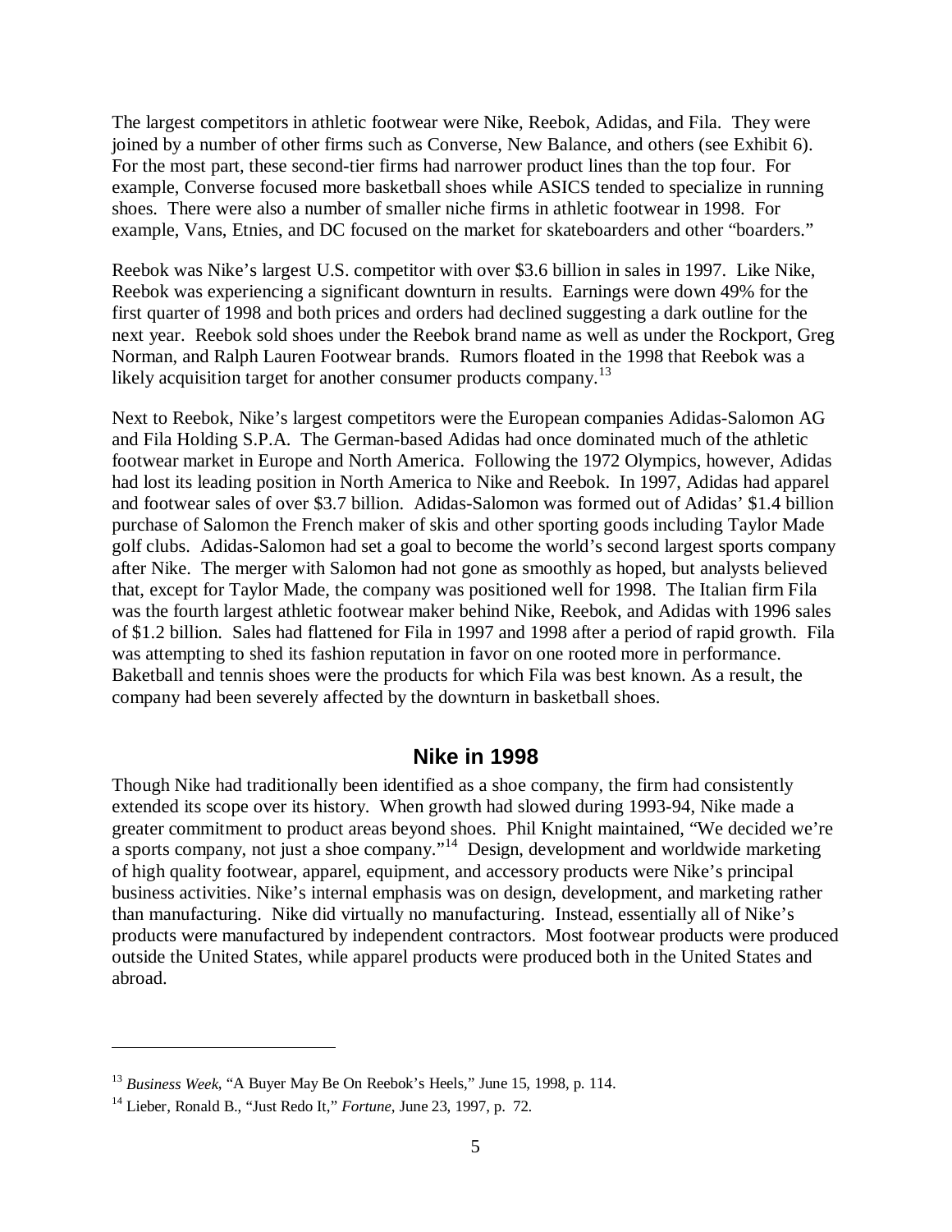The largest competitors in athletic footwear were Nike, Reebok, Adidas, and Fila. They were joined by a number of other firms such as Converse, New Balance, and others (see Exhibit 6). For the most part, these second-tier firms had narrower product lines than the top four. For example, Converse focused more basketball shoes while ASICS tended to specialize in running shoes. There were also a number of smaller niche firms in athletic footwear in 1998. For example, Vans, Etnies, and DC focused on the market for skateboarders and other "boarders."

Reebok was Nike's largest U.S. competitor with over $3.6 billion in sales in 1997. Like Nike, Reebok was experiencing a significant downturn in results. Earnings were down 49% for the first quarter of 1998 and both prices and orders had declined suggesting a dark outline for the next year. Reebok sold shoes under the Reebok brand name as well as under the Rockport, Greg Norman, and Ralph Lauren Footwear brands. Rumors floated in the 1998 that Reebok was a likely acquisition target for another consumer products company.[13]

Next to Reebok, Nike's largest competitors were the European companies Adidas-Salomon AG and Fila Holding S.P.A. The German-based Adidas had once dominated much of the athletic footwear market in Europe and North America. Following the 1972 Olympics, however, Adidas had lost its leading position in North America to Nike and Reebok. In 1997, Adidas had apparel and footwear sales of over $3.7 billion. Adidas-Salomon was formed out of Adidas' $1.4 billion purchase of Salomon the French maker of skis and other sporting goods including Taylor Made golf clubs. Adidas-Salomon had set a goal to become the world's second largest sports company after Nike. The merger with Salomon had not gone as smoothly as hoped, but analysts believed that, except for Taylor Made, the company was positioned well for 1998. The Italian firm Fila was the fourth largest athletic footwear maker behind Nike, Reebok, and Adidas with 1996 sales of $1.2 billion. Sales had flattened for Fila in 1997 and 1998 after a period of rapid growth. Fila was attempting to shed its fashion reputation in favor on one rooted more in performance. Baketball and tennis shoes were the products for which Fila was best known. As a result, the company had been severely affected by the downturn in basketball shoes.

## Nike in 1998

Though Nike had traditionally been identified as a shoe company, the firm had consistently extended its scope over its history. When growth had slowed during 1993-94, Nike made a greater commitment to product areas beyond shoes. Phil Knight maintained, "We decided we're a sports company, not just a shoe company."[14] Design, development and worldwide marketing of high quality footwear, apparel, equipment, and accessory products were Nike's principal business activities. Nike's internal emphasis was on design, development, and marketing rather than manufacturing. Nike did virtually no manufacturing. Instead, essentially all of Nike's products were manufactured by independent contractors. Most footwear products were produced outside the United States, while apparel products were produced both in the United States and abroad.

---

[13] *Business Week*, "A Buyer May Be On Reebok's Heels," June 15, 1998, p. 114.

[14] Lieber, Ronald B., "Just Redo It," *Fortune*, June 23, 1997, p. 72.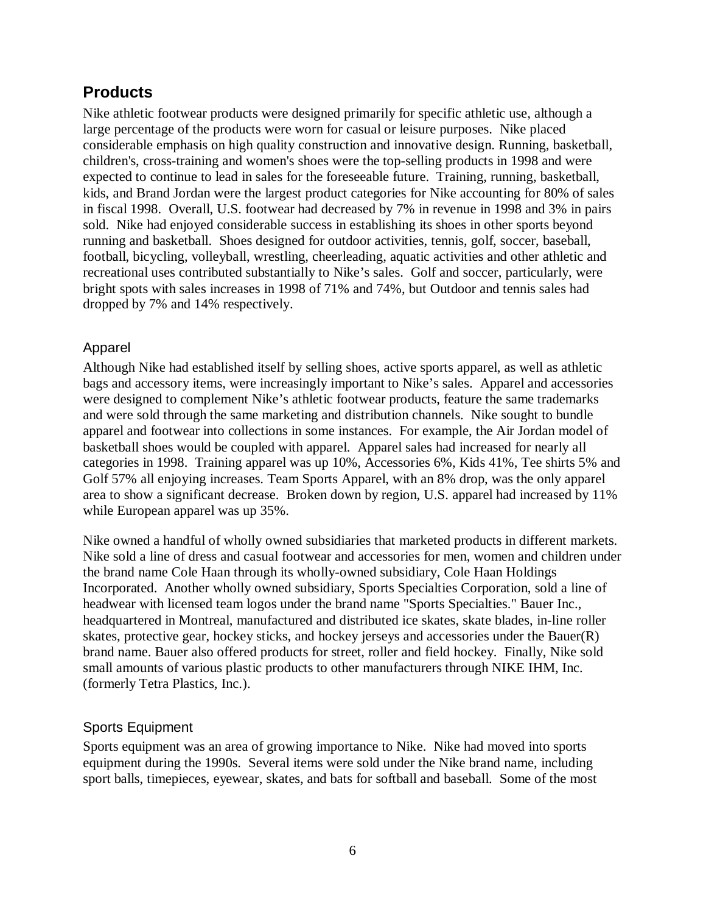## Products

Nike athletic footwear products were designed primarily for specific athletic use, although a large percentage of the products were worn for casual or leisure purposes. Nike placed considerable emphasis on high quality construction and innovative design. Running, basketball, children's, cross-training and women's shoes were the top-selling products in 1998 and were expected to continue to lead in sales for the foreseeable future. Training, running, basketball, kids, and Brand Jordan were the largest product categories for Nike accounting for 80% of sales in fiscal 1998. Overall, U.S. footwear had decreased by 7% in revenue in 1998 and 3% in pairs sold. Nike had enjoyed considerable success in establishing its shoes in other sports beyond running and basketball. Shoes designed for outdoor activities, tennis, golf, soccer, baseball, football, bicycling, volleyball, wrestling, cheerleading, aquatic activities and other athletic and recreational uses contributed substantially to Nike's sales. Golf and soccer, particularly, were bright spots with sales increases in 1998 of 71% and 74%, but Outdoor and tennis sales had dropped by 7% and 14% respectively.

### Apparel

Although Nike had established itself by selling shoes, active sports apparel, as well as athletic bags and accessory items, were increasingly important to Nike's sales. Apparel and accessories were designed to complement Nike's athletic footwear products, feature the same trademarks and were sold through the same marketing and distribution channels. Nike sought to bundle apparel and footwear into collections in some instances. For example, the Air Jordan model of basketball shoes would be coupled with apparel. Apparel sales had increased for nearly all categories in 1998. Training apparel was up 10%, Accessories 6%, Kids 41%, Tee shirts 5% and Golf 57% all enjoying increases. Team Sports Apparel, with an 8% drop, was the only apparel area to show a significant decrease. Broken down by region, U.S. apparel had increased by 11% while European apparel was up 35%.

Nike owned a handful of wholly owned subsidiaries that marketed products in different markets. Nike sold a line of dress and casual footwear and accessories for men, women and children under the brand name Cole Haan through its wholly-owned subsidiary, Cole Haan Holdings Incorporated. Another wholly owned subsidiary, Sports Specialties Corporation, sold a line of headwear with licensed team logos under the brand name "Sports Specialties." Bauer Inc., headquartered in Montreal, manufactured and distributed ice skates, skate blades, in-line roller skates, protective gear, hockey sticks, and hockey jerseys and accessories under the Bauer(R) brand name. Bauer also offered products for street, roller and field hockey. Finally, Nike sold small amounts of various plastic products to other manufacturers through NIKE IHM, Inc. (formerly Tetra Plastics, Inc.).

### Sports Equipment

Sports equipment was an area of growing importance to Nike. Nike had moved into sports equipment during the 1990s. Several items were sold under the Nike brand name, including sport balls, timepieces, eyewear, skates, and bats for softball and baseball. Some of the most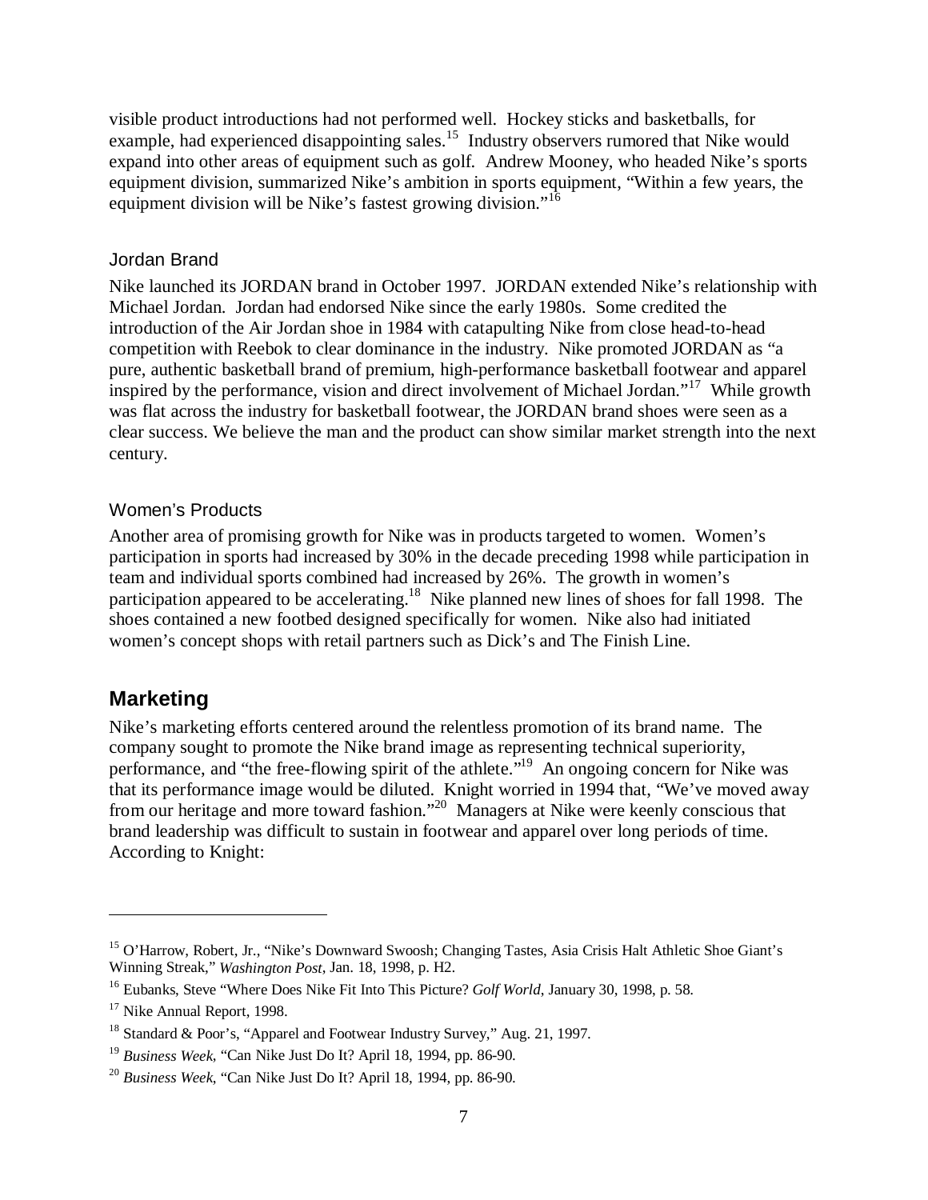visible product introductions had not performed well. Hockey sticks and basketballs, for example, had experienced disappointing sales.[15] Industry observers rumored that Nike would expand into other areas of equipment such as golf. Andrew Mooney, who headed Nike's sports equipment division, summarized Nike's ambition in sports equipment, "Within a few years, the equipment division will be Nike's fastest growing division."[16]

### Jordan Brand

Nike launched its JORDAN brand in October 1997. JORDAN extended Nike's relationship with Michael Jordan. Jordan had endorsed Nike since the early 1980s. Some credited the introduction of the Air Jordan shoe in 1984 with catapulting Nike from close head-to-head competition with Reebok to clear dominance in the industry. Nike promoted JORDAN as "a pure, authentic basketball brand of premium, high-performance basketball footwear and apparel inspired by the performance, vision and direct involvement of Michael Jordan."[17] While growth was flat across the industry for basketball footwear, the JORDAN brand shoes were seen as a clear success. We believe the man and the product can show similar market strength into the next century.

### Women's Products

Another area of promising growth for Nike was in products targeted to women. Women's participation in sports had increased by 30% in the decade preceding 1998 while participation in team and individual sports combined had increased by 26%. The growth in women's participation appeared to be accelerating.[18] Nike planned new lines of shoes for fall 1998. The shoes contained a new footbed designed specifically for women. Nike also had initiated women's concept shops with retail partners such as Dick's and The Finish Line.

## Marketing

Nike's marketing efforts centered around the relentless promotion of its brand name. The company sought to promote the Nike brand image as representing technical superiority, performance, and "the free-flowing spirit of the athlete."[19] An ongoing concern for Nike was that its performance image would be diluted. Knight worried in 1994 that, "We've moved away from our heritage and more toward fashion."[20] Managers at Nike were keenly conscious that brand leadership was difficult to sustain in footwear and apparel over long periods of time. According to Knight:

---

[15] O'Harrow, Robert, Jr., "Nike's Downward Swoosh; Changing Tastes, Asia Crisis Halt Athletic Shoe Giant's Winning Streak," *Washington Post*, Jan. 18, 1998, p. H2.

[16] Eubanks, Steve "Where Does Nike Fit Into This Picture? *Golf World*, January 30, 1998, p. 58.

[17] Nike Annual Report, 1998.

[18] Standard & Poor's, "Apparel and Footwear Industry Survey," Aug. 21, 1997.

[19] *Business Week*, "Can Nike Just Do It? April 18, 1994, pp. 86-90.

[20] *Business Week*, "Can Nike Just Do It? April 18, 1994, pp. 86-90.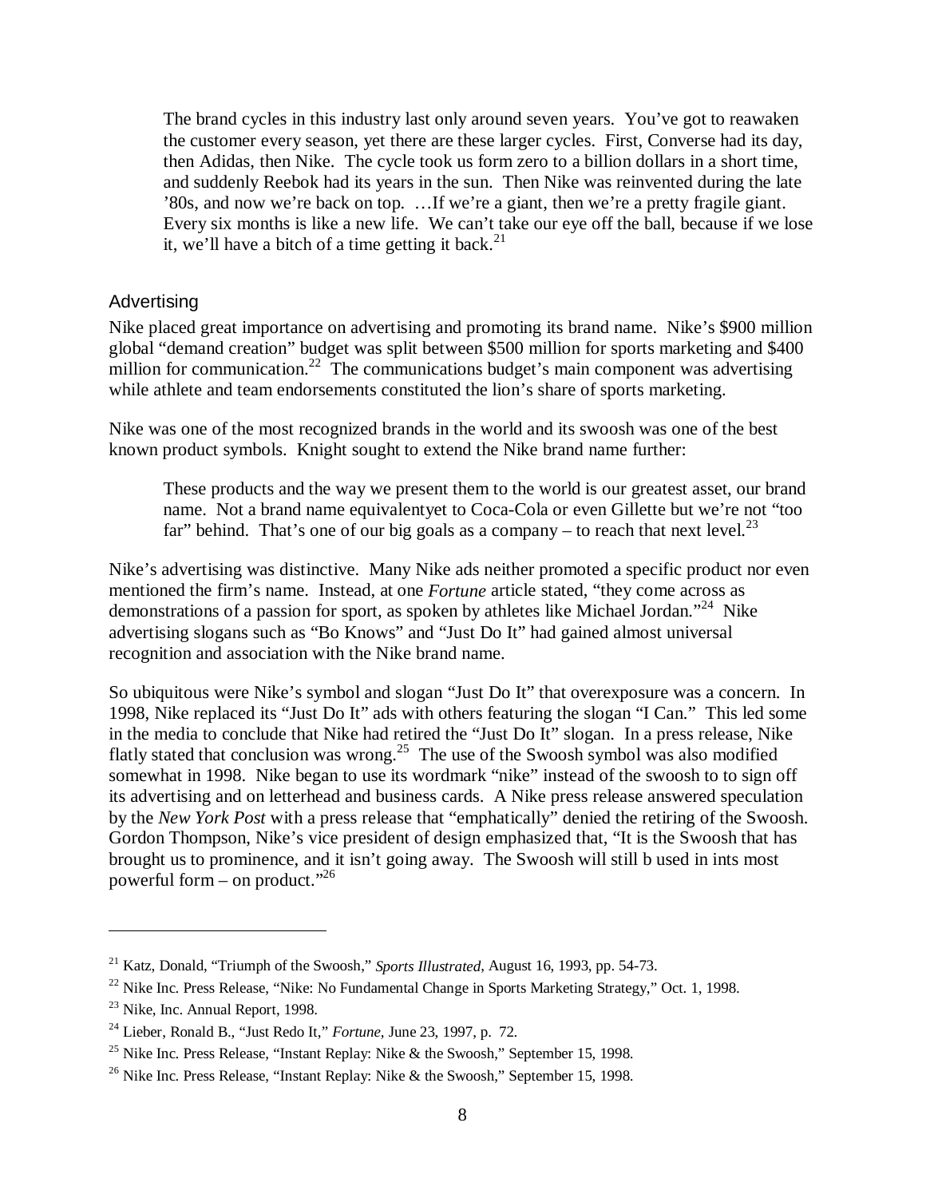> The brand cycles in this industry last only around seven years. You've got to reawaken the customer every season, yet there are these larger cycles. First, Converse had its day, then Adidas, then Nike. The cycle took us form zero to a billion dollars in a short time, and suddenly Reebok had its years in the sun. Then Nike was reinvented during the late '80s, and now we're back on top. …If we're a giant, then we're a pretty fragile giant. Every six months is like a new life. We can't take our eye off the ball, because if we lose it, we'll have a bitch of a time getting it back.[21]

## Advertising

Nike placed great importance on advertising and promoting its brand name. Nike's $900 million global "demand creation" budget was split between $500 million for sports marketing and $400 million for communication.[22] The communications budget's main component was advertising while athlete and team endorsements constituted the lion's share of sports marketing.

Nike was one of the most recognized brands in the world and its swoosh was one of the best known product symbols. Knight sought to extend the Nike brand name further:

> These products and the way we present them to the world is our greatest asset, our brand name. Not a brand name equivalentyet to Coca-Cola or even Gillette but we're not "too far" behind. That's one of our big goals as a company – to reach that next level.[23]

Nike's advertising was distinctive. Many Nike ads neither promoted a specific product nor even mentioned the firm's name. Instead, at one *Fortune* article stated, "they come across as demonstrations of a passion for sport, as spoken by athletes like Michael Jordan."[24] Nike advertising slogans such as "Bo Knows" and "Just Do It" had gained almost universal recognition and association with the Nike brand name.

So ubiquitous were Nike's symbol and slogan "Just Do It" that overexposure was a concern. In 1998, Nike replaced its "Just Do It" ads with others featuring the slogan "I Can." This led some in the media to conclude that Nike had retired the "Just Do It" slogan. In a press release, Nike flatly stated that conclusion was wrong.[25] The use of the Swoosh symbol was also modified somewhat in 1998. Nike began to use its wordmark "nike" instead of the swoosh to to sign off its advertising and on letterhead and business cards. A Nike press release answered speculation by the *New York Post* with a press release that "emphatically" denied the retiring of the Swoosh. Gordon Thompson, Nike's vice president of design emphasized that, "It is the Swoosh that has brought us to prominence, and it isn't going away. The Swoosh will still b used in ints most powerful form – on product."[26]

---

[21] Katz, Donald, "Triumph of the Swoosh," *Sports Illustrated*, August 16, 1993, pp. 54-73.

[22] Nike Inc. Press Release, "Nike: No Fundamental Change in Sports Marketing Strategy," Oct. 1, 1998.

[23] Nike, Inc. Annual Report, 1998.

[24] Lieber, Ronald B., "Just Redo It," *Fortune*, June 23, 1997, p. 72.

[25] Nike Inc. Press Release, "Instant Replay: Nike & the Swoosh," September 15, 1998.

[26] Nike Inc. Press Release, "Instant Replay: Nike & the Swoosh," September 15, 1998.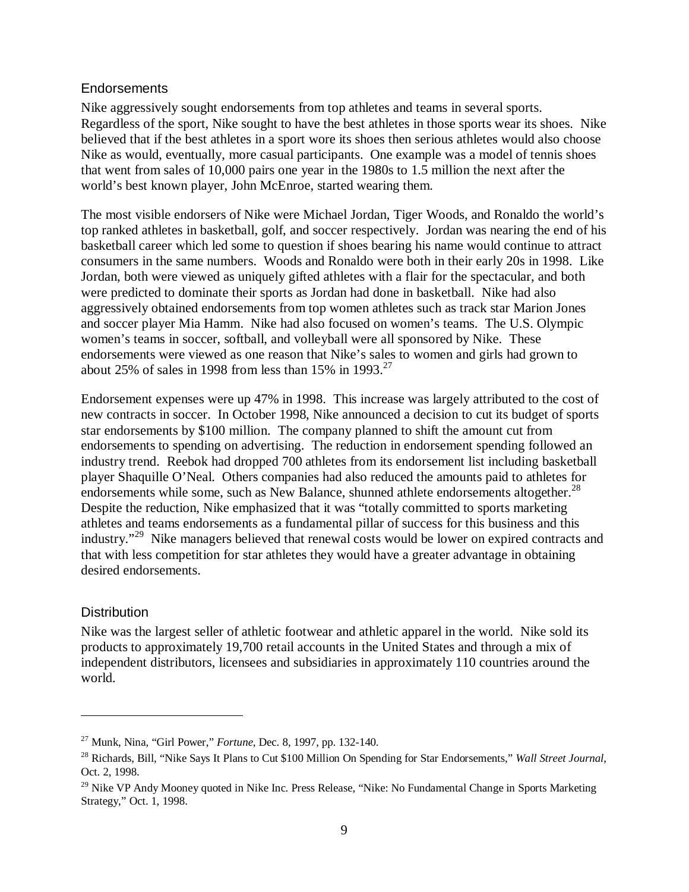## Endorsements

Nike aggressively sought endorsements from top athletes and teams in several sports. Regardless of the sport, Nike sought to have the best athletes in those sports wear its shoes. Nike believed that if the best athletes in a sport wore its shoes then serious athletes would also choose Nike as would, eventually, more casual participants. One example was a model of tennis shoes that went from sales of 10,000 pairs one year in the 1980s to 1.5 million the next after the world's best known player, John McEnroe, started wearing them.

The most visible endorsers of Nike were Michael Jordan, Tiger Woods, and Ronaldo the world's top ranked athletes in basketball, golf, and soccer respectively. Jordan was nearing the end of his basketball career which led some to question if shoes bearing his name would continue to attract consumers in the same numbers. Woods and Ronaldo were both in their early 20s in 1998. Like Jordan, both were viewed as uniquely gifted athletes with a flair for the spectacular, and both were predicted to dominate their sports as Jordan had done in basketball. Nike had also aggressively obtained endorsements from top women athletes such as track star Marion Jones and soccer player Mia Hamm. Nike had also focused on women's teams. The U.S. Olympic women's teams in soccer, softball, and volleyball were all sponsored by Nike. These endorsements were viewed as one reason that Nike's sales to women and girls had grown to about 25% of sales in 1998 from less than 15% in 1993.[27]

Endorsement expenses were up 47% in 1998. This increase was largely attributed to the cost of new contracts in soccer. In October 1998, Nike announced a decision to cut its budget of sports star endorsements by $100 million. The company planned to shift the amount cut from endorsements to spending on advertising. The reduction in endorsement spending followed an industry trend. Reebok had dropped 700 athletes from its endorsement list including basketball player Shaquille O'Neal. Others companies had also reduced the amounts paid to athletes for endorsements while some, such as New Balance, shunned athlete endorsements altogether.[28] Despite the reduction, Nike emphasized that it was "totally committed to sports marketing athletes and teams endorsements as a fundamental pillar of success for this business and this industry."[29] Nike managers believed that renewal costs would be lower on expired contracts and that with less competition for star athletes they would have a greater advantage in obtaining desired endorsements.

## Distribution

Nike was the largest seller of athletic footwear and athletic apparel in the world. Nike sold its products to approximately 19,700 retail accounts in the United States and through a mix of independent distributors, licensees and subsidiaries in approximately 110 countries around the world.

---

[27] Munk, Nina, "Girl Power," *Fortune*, Dec. 8, 1997, pp. 132-140.

[28] Richards, Bill, "Nike Says It Plans to Cut $100 Million On Spending for Star Endorsements," *Wall Street Journal*, Oct. 2, 1998.

[29] Nike VP Andy Mooney quoted in Nike Inc. Press Release, "Nike: No Fundamental Change in Sports Marketing Strategy," Oct. 1, 1998.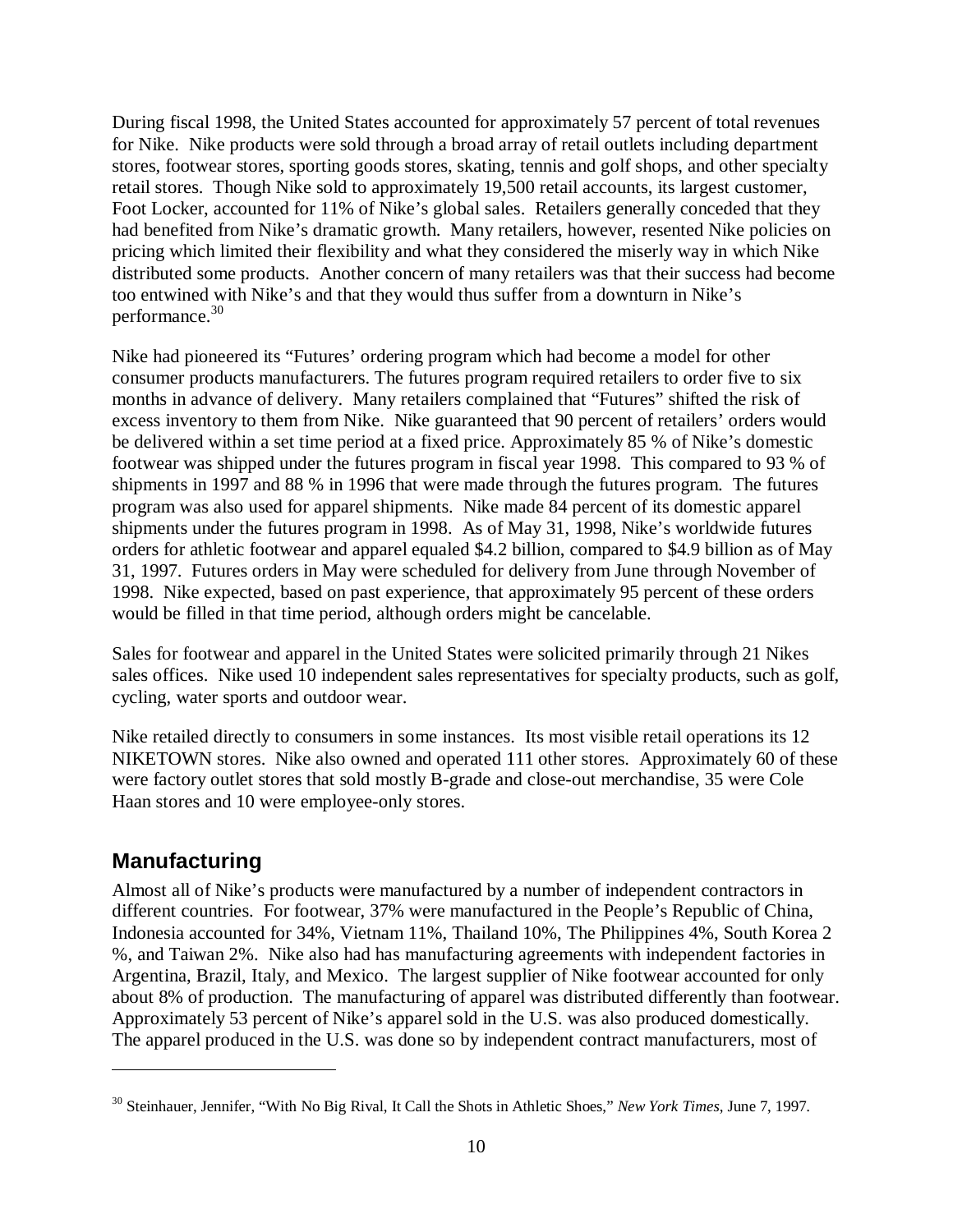During fiscal 1998, the United States accounted for approximately 57 percent of total revenues for Nike. Nike products were sold through a broad array of retail outlets including department stores, footwear stores, sporting goods stores, skating, tennis and golf shops, and other specialty retail stores. Though Nike sold to approximately 19,500 retail accounts, its largest customer, Foot Locker, accounted for 11% of Nike's global sales. Retailers generally conceded that they had benefited from Nike's dramatic growth. Many retailers, however, resented Nike policies on pricing which limited their flexibility and what they considered the miserly way in which Nike distributed some products. Another concern of many retailers was that their success had become too entwined with Nike's and that they would thus suffer from a downturn in Nike's performance.[30]

Nike had pioneered its "Futures' ordering program which had become a model for other consumer products manufacturers. The futures program required retailers to order five to six months in advance of delivery. Many retailers complained that "Futures" shifted the risk of excess inventory to them from Nike. Nike guaranteed that 90 percent of retailers' orders would be delivered within a set time period at a fixed price. Approximately 85 % of Nike's domestic footwear was shipped under the futures program in fiscal year 1998. This compared to 93 % of shipments in 1997 and 88 % in 1996 that were made through the futures program. The futures program was also used for apparel shipments. Nike made 84 percent of its domestic apparel shipments under the futures program in 1998. As of May 31, 1998, Nike's worldwide futures orders for athletic footwear and apparel equaled $4.2 billion, compared to $4.9 billion as of May 31, 1997. Futures orders in May were scheduled for delivery from June through November of 1998. Nike expected, based on past experience, that approximately 95 percent of these orders would be filled in that time period, although orders might be cancelable.

Sales for footwear and apparel in the United States were solicited primarily through 21 Nikes sales offices. Nike used 10 independent sales representatives for specialty products, such as golf, cycling, water sports and outdoor wear.

Nike retailed directly to consumers in some instances. Its most visible retail operations its 12 NIKETOWN stores. Nike also owned and operated 111 other stores. Approximately 60 of these were factory outlet stores that sold mostly B-grade and close-out merchandise, 35 were Cole Haan stores and 10 were employee-only stores.

## Manufacturing

Almost all of Nike's products were manufactured by a number of independent contractors in different countries. For footwear, 37% were manufactured in the People's Republic of China, Indonesia accounted for 34%, Vietnam 11%, Thailand 10%, The Philippines 4%, South Korea 2 %, and Taiwan 2%. Nike also had has manufacturing agreements with independent factories in Argentina, Brazil, Italy, and Mexico. The largest supplier of Nike footwear accounted for only about 8% of production. The manufacturing of apparel was distributed differently than footwear. Approximately 53 percent of Nike's apparel sold in the U.S. was also produced domestically. The apparel produced in the U.S. was done so by independent contract manufacturers, most of

[30] Steinhauer, Jennifer, "With No Big Rival, It Call the Shots in Athletic Shoes," *New York Times*, June 7, 1997.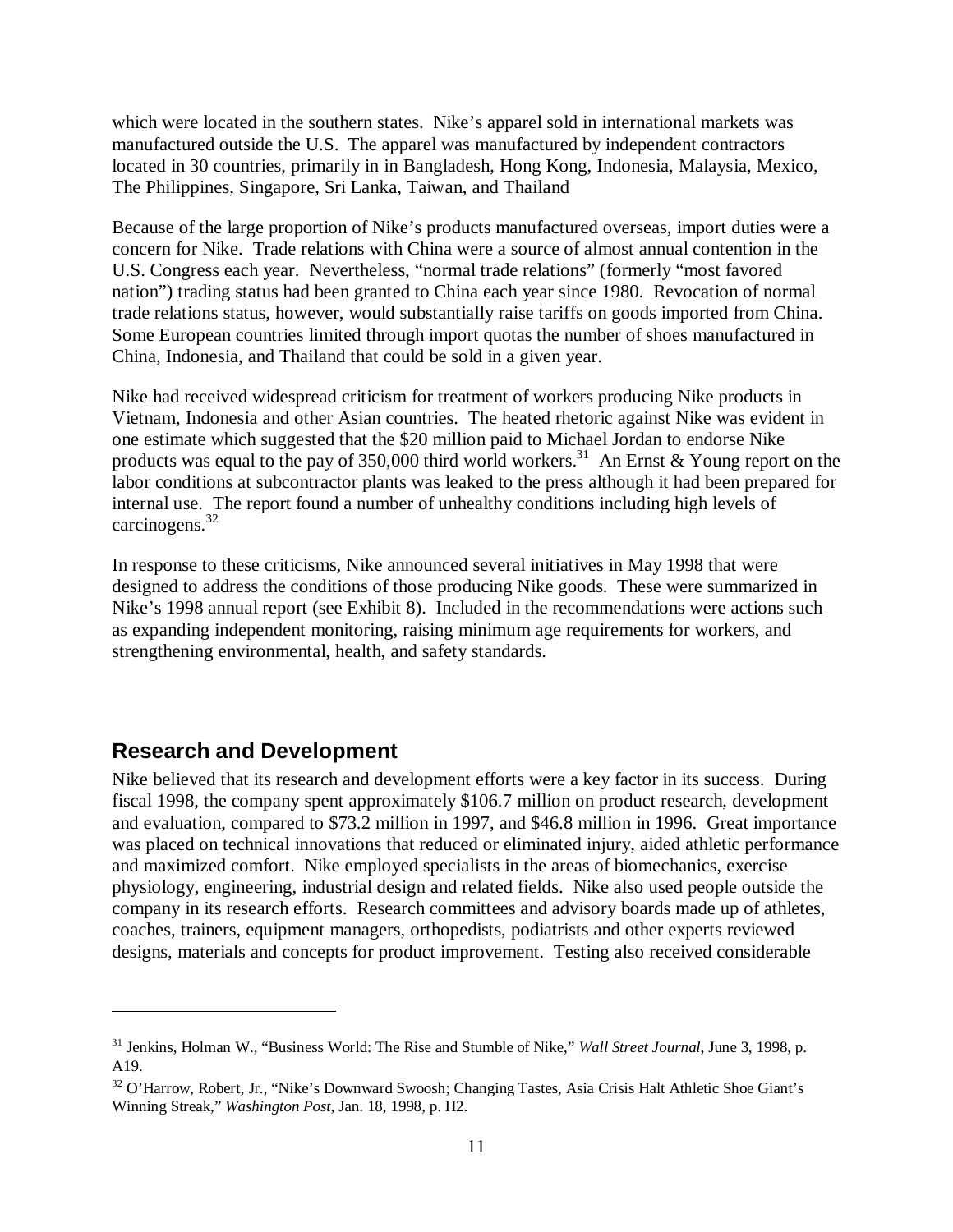which were located in the southern states. Nike's apparel sold in international markets was manufactured outside the U.S. The apparel was manufactured by independent contractors located in 30 countries, primarily in in Bangladesh, Hong Kong, Indonesia, Malaysia, Mexico, The Philippines, Singapore, Sri Lanka, Taiwan, and Thailand

Because of the large proportion of Nike's products manufactured overseas, import duties were a concern for Nike. Trade relations with China were a source of almost annual contention in the U.S. Congress each year. Nevertheless, "normal trade relations" (formerly "most favored nation") trading status had been granted to China each year since 1980. Revocation of normal trade relations status, however, would substantially raise tariffs on goods imported from China. Some European countries limited through import quotas the number of shoes manufactured in China, Indonesia, and Thailand that could be sold in a given year.

Nike had received widespread criticism for treatment of workers producing Nike products in Vietnam, Indonesia and other Asian countries. The heated rhetoric against Nike was evident in one estimate which suggested that the $20 million paid to Michael Jordan to endorse Nike products was equal to the pay of 350,000 third world workers.[31] An Ernst & Young report on the labor conditions at subcontractor plants was leaked to the press although it had been prepared for internal use. The report found a number of unhealthy conditions including high levels of carcinogens.[32]

In response to these criticisms, Nike announced several initiatives in May 1998 that were designed to address the conditions of those producing Nike goods. These were summarized in Nike's 1998 annual report (see Exhibit 8). Included in the recommendations were actions such as expanding independent monitoring, raising minimum age requirements for workers, and strengthening environmental, health, and safety standards.

## Research and Development

Nike believed that its research and development efforts were a key factor in its success. During fiscal 1998, the company spent approximately $106.7 million on product research, development and evaluation, compared to $73.2 million in 1997, and $46.8 million in 1996. Great importance was placed on technical innovations that reduced or eliminated injury, aided athletic performance and maximized comfort. Nike employed specialists in the areas of biomechanics, exercise physiology, engineering, industrial design and related fields. Nike also used people outside the company in its research efforts. Research committees and advisory boards made up of athletes, coaches, trainers, equipment managers, orthopedists, podiatrists and other experts reviewed designs, materials and concepts for product improvement. Testing also received considerable

---

[31] Jenkins, Holman W., "Business World: The Rise and Stumble of Nike," *Wall Street Journal*, June 3, 1998, p. A19.

[32] O'Harrow, Robert, Jr., "Nike's Downward Swoosh; Changing Tastes, Asia Crisis Halt Athletic Shoe Giant's Winning Streak," *Washington Post*, Jan. 18, 1998, p. H2.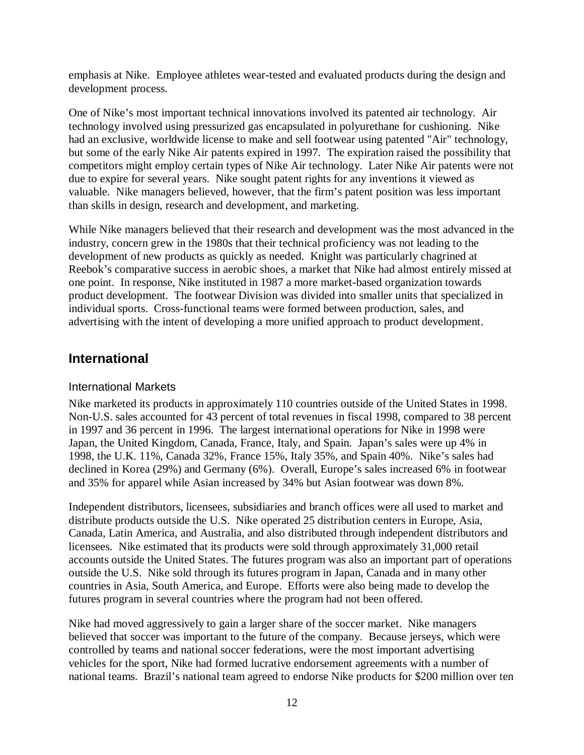emphasis at Nike. Employee athletes wear-tested and evaluated products during the design and development process.

One of Nike's most important technical innovations involved its patented air technology. Air technology involved using pressurized gas encapsulated in polyurethane for cushioning. Nike had an exclusive, worldwide license to make and sell footwear using patented "Air" technology, but some of the early Nike Air patents expired in 1997. The expiration raised the possibility that competitors might employ certain types of Nike Air technology. Later Nike Air patents were not due to expire for several years. Nike sought patent rights for any inventions it viewed as valuable. Nike managers believed, however, that the firm's patent position was less important than skills in design, research and development, and marketing.

While Nike managers believed that their research and development was the most advanced in the industry, concern grew in the 1980s that their technical proficiency was not leading to the development of new products as quickly as needed. Knight was particularly chagrined at Reebok's comparative success in aerobic shoes, a market that Nike had almost entirely missed at one point. In response, Nike instituted in 1987 a more market-based organization towards product development. The footwear Division was divided into smaller units that specialized in individual sports. Cross-functional teams were formed between production, sales, and advertising with the intent of developing a more unified approach to product development.

## International

### International Markets

Nike marketed its products in approximately 110 countries outside of the United States in 1998. Non-U.S. sales accounted for 43 percent of total revenues in fiscal 1998, compared to 38 percent in 1997 and 36 percent in 1996. The largest international operations for Nike in 1998 were Japan, the United Kingdom, Canada, France, Italy, and Spain. Japan's sales were up 4% in 1998, the U.K. 11%, Canada 32%, France 15%, Italy 35%, and Spain 40%. Nike's sales had declined in Korea (29%) and Germany (6%). Overall, Europe's sales increased 6% in footwear and 35% for apparel while Asian increased by 34% but Asian footwear was down 8%.

Independent distributors, licensees, subsidiaries and branch offices were all used to market and distribute products outside the U.S. Nike operated 25 distribution centers in Europe, Asia, Canada, Latin America, and Australia, and also distributed through independent distributors and licensees. Nike estimated that its products were sold through approximately 31,000 retail accounts outside the United States. The futures program was also an important part of operations outside the U.S. Nike sold through its futures program in Japan, Canada and in many other countries in Asia, South America, and Europe. Efforts were also being made to develop the futures program in several countries where the program had not been offered.

Nike had moved aggressively to gain a larger share of the soccer market. Nike managers believed that soccer was important to the future of the company. Because jerseys, which were controlled by teams and national soccer federations, were the most important advertising vehicles for the sport, Nike had formed lucrative endorsement agreements with a number of national teams. Brazil's national team agreed to endorse Nike products for $200 million over ten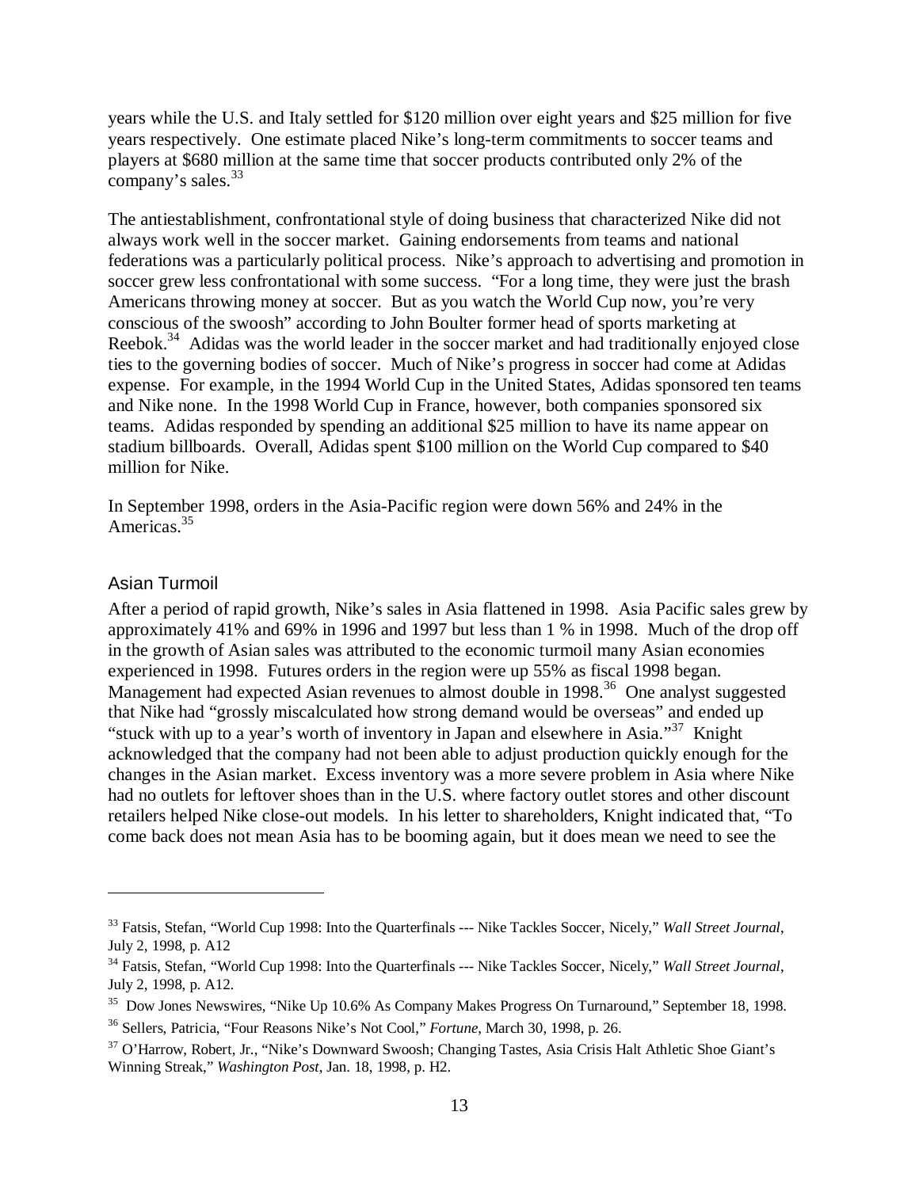years while the U.S. and Italy settled for \$120 million over eight years and \$25 million for five years respectively. One estimate placed Nike's long-term commitments to soccer teams and players at \$680 million at the same time that soccer products contributed only 2% of the company's sales.[33]

The antiestablishment, confrontational style of doing business that characterized Nike did not always work well in the soccer market. Gaining endorsements from teams and national federations was a particularly political process. Nike's approach to advertising and promotion in soccer grew less confrontational with some success. "For a long time, they were just the brash Americans throwing money at soccer. But as you watch the World Cup now, you're very conscious of the swoosh" according to John Boulter former head of sports marketing at Reebok.[34] Adidas was the world leader in the soccer market and had traditionally enjoyed close ties to the governing bodies of soccer. Much of Nike's progress in soccer had come at Adidas expense. For example, in the 1994 World Cup in the United States, Adidas sponsored ten teams and Nike none. In the 1998 World Cup in France, however, both companies sponsored six teams. Adidas responded by spending an additional \$25 million to have its name appear on stadium billboards. Overall, Adidas spent \$100 million on the World Cup compared to \$40 million for Nike.

In September 1998, orders in the Asia-Pacific region were down 56% and 24% in the Americas.[35]

## Asian Turmoil

After a period of rapid growth, Nike's sales in Asia flattened in 1998. Asia Pacific sales grew by approximately 41% and 69% in 1996 and 1997 but less than 1 % in 1998. Much of the drop off in the growth of Asian sales was attributed to the economic turmoil many Asian economies experienced in 1998. Futures orders in the region were up 55% as fiscal 1998 began. Management had expected Asian revenues to almost double in 1998.[36] One analyst suggested that Nike had "grossly miscalculated how strong demand would be overseas" and ended up "stuck with up to a year's worth of inventory in Japan and elsewhere in Asia."[37] Knight acknowledged that the company had not been able to adjust production quickly enough for the changes in the Asian market. Excess inventory was a more severe problem in Asia where Nike had no outlets for leftover shoes than in the U.S. where factory outlet stores and other discount retailers helped Nike close-out models. In his letter to shareholders, Knight indicated that, "To come back does not mean Asia has to be booming again, but it does mean we need to see the

---

[33] Fatsis, Stefan, "World Cup 1998: Into the Quarterfinals --- Nike Tackles Soccer, Nicely," *Wall Street Journal*, July 2, 1998, p. A12

[34] Fatsis, Stefan, "World Cup 1998: Into the Quarterfinals --- Nike Tackles Soccer, Nicely," *Wall Street Journal*, July 2, 1998, p. A12.

[35] Dow Jones Newswires, "Nike Up 10.6% As Company Makes Progress On Turnaround," September 18, 1998.

[36] Sellers, Patricia, "Four Reasons Nike's Not Cool," *Fortune*, March 30, 1998, p. 26.

[37] O'Harrow, Robert, Jr., "Nike's Downward Swoosh; Changing Tastes, Asia Crisis Halt Athletic Shoe Giant's Winning Streak," *Washington Post*, Jan. 18, 1998, p. H2.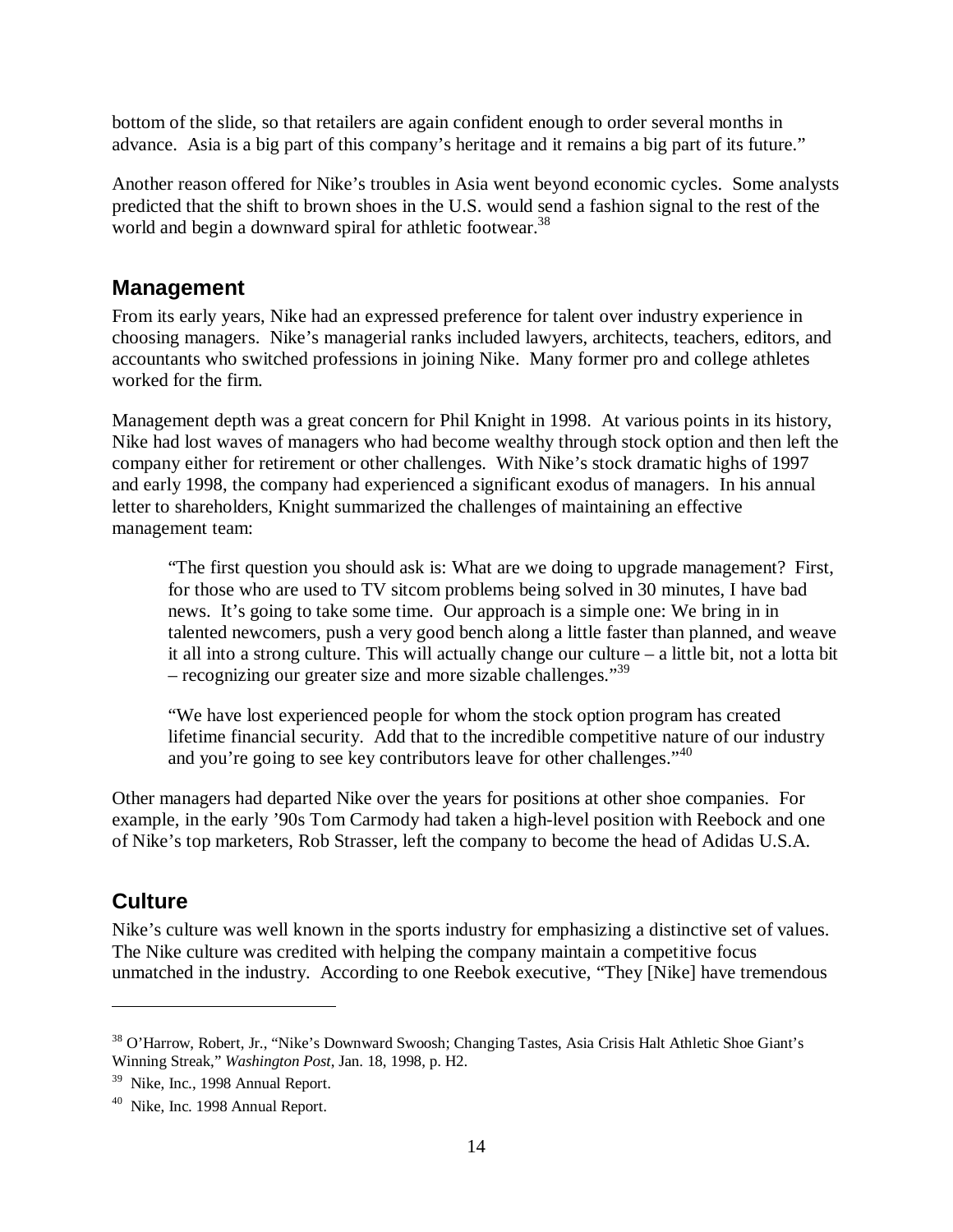bottom of the slide, so that retailers are again confident enough to order several months in advance. Asia is a big part of this company's heritage and it remains a big part of its future."

Another reason offered for Nike's troubles in Asia went beyond economic cycles. Some analysts predicted that the shift to brown shoes in the U.S. would send a fashion signal to the rest of the world and begin a downward spiral for athletic footwear.[38]

## Management

From its early years, Nike had an expressed preference for talent over industry experience in choosing managers. Nike's managerial ranks included lawyers, architects, teachers, editors, and accountants who switched professions in joining Nike. Many former pro and college athletes worked for the firm.

Management depth was a great concern for Phil Knight in 1998. At various points in its history, Nike had lost waves of managers who had become wealthy through stock option and then left the company either for retirement or other challenges. With Nike's stock dramatic highs of 1997 and early 1998, the company had experienced a significant exodus of managers. In his annual letter to shareholders, Knight summarized the challenges of maintaining an effective management team:

> "The first question you should ask is: What are we doing to upgrade management? First, for those who are used to TV sitcom problems being solved in 30 minutes, I have bad news. It's going to take some time. Our approach is a simple one: We bring in in talented newcomers, push a very good bench along a little faster than planned, and weave it all into a strong culture. This will actually change our culture – a little bit, not a lotta bit – recognizing our greater size and more sizable challenges."[39]
>
> "We have lost experienced people for whom the stock option program has created lifetime financial security. Add that to the incredible competitive nature of our industry and you're going to see key contributors leave for other challenges."[40]

Other managers had departed Nike over the years for positions at other shoe companies. For example, in the early '90s Tom Carmody had taken a high-level position with Reebock and one of Nike's top marketers, Rob Strasser, left the company to become the head of Adidas U.S.A.

## Culture

Nike's culture was well known in the sports industry for emphasizing a distinctive set of values. The Nike culture was credited with helping the company maintain a competitive focus unmatched in the industry. According to one Reebok executive, "They [Nike] have tremendous

---

[38] O'Harrow, Robert, Jr., "Nike's Downward Swoosh; Changing Tastes, Asia Crisis Halt Athletic Shoe Giant's Winning Streak," *Washington Post*, Jan. 18, 1998, p. H2.

[39] Nike, Inc., 1998 Annual Report.

[40] Nike, Inc. 1998 Annual Report.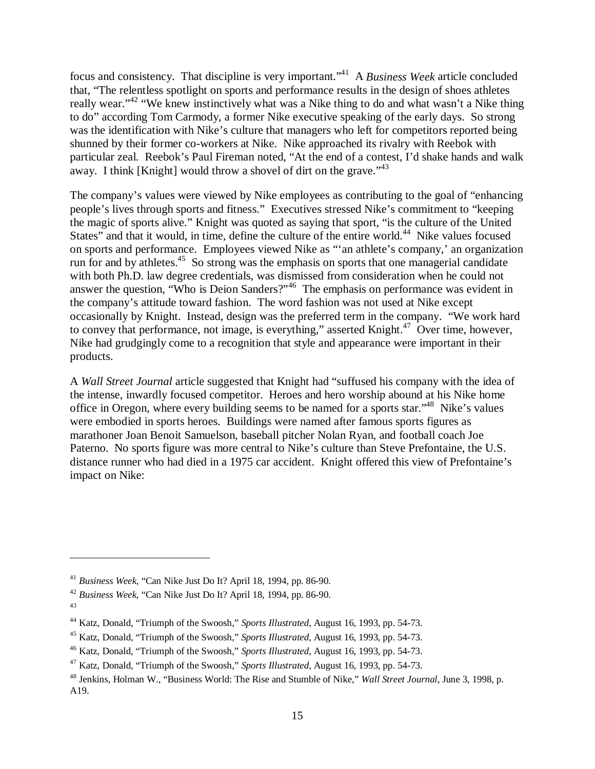focus and consistency. That discipline is very important."[41] A *Business Week* article concluded that, "The relentless spotlight on sports and performance results in the design of shoes athletes really wear."[42] "We knew instinctively what was a Nike thing to do and what wasn't a Nike thing to do" according Tom Carmody, a former Nike executive speaking of the early days. So strong was the identification with Nike's culture that managers who left for competitors reported being shunned by their former co-workers at Nike. Nike approached its rivalry with Reebok with particular zeal. Reebok's Paul Fireman noted, "At the end of a contest, I'd shake hands and walk away. I think [Knight] would throw a shovel of dirt on the grave."[43]

The company's values were viewed by Nike employees as contributing to the goal of "enhancing people's lives through sports and fitness." Executives stressed Nike's commitment to "keeping the magic of sports alive." Knight was quoted as saying that sport, "is the culture of the United States" and that it would, in time, define the culture of the entire world.[44] Nike values focused on sports and performance. Employees viewed Nike as "'an athlete's company,' an organization run for and by athletes.[45] So strong was the emphasis on sports that one managerial candidate with both Ph.D. law degree credentials, was dismissed from consideration when he could not answer the question, "Who is Deion Sanders?"[46] The emphasis on performance was evident in the company's attitude toward fashion. The word fashion was not used at Nike except occasionally by Knight. Instead, design was the preferred term in the company. "We work hard to convey that performance, not image, is everything," asserted Knight.[47] Over time, however, Nike had grudgingly come to a recognition that style and appearance were important in their products.

A *Wall Street Journal* article suggested that Knight had "suffused his company with the idea of the intense, inwardly focused competitor. Heroes and hero worship abound at his Nike home office in Oregon, where every building seems to be named for a sports star."[48] Nike's values were embodied in sports heroes. Buildings were named after famous sports figures as marathoner Joan Benoit Samuelson, baseball pitcher Nolan Ryan, and football coach Joe Paterno. No sports figure was more central to Nike's culture than Steve Prefontaine, the U.S. distance runner who had died in a 1975 car accident. Knight offered this view of Prefontaine's impact on Nike:

---

[41] *Business Week*, "Can Nike Just Do It? April 18, 1994, pp. 86-90.

[42] *Business Week*, "Can Nike Just Do It? April 18, 1994, pp. 86-90.

[43]

[44] Katz, Donald, "Triumph of the Swoosh," *Sports Illustrated*, August 16, 1993, pp. 54-73.

[45] Katz, Donald, "Triumph of the Swoosh," *Sports Illustrated*, August 16, 1993, pp. 54-73.

[46] Katz, Donald, "Triumph of the Swoosh," *Sports Illustrated*, August 16, 1993, pp. 54-73.

[47] Katz, Donald, "Triumph of the Swoosh," *Sports Illustrated*, August 16, 1993, pp. 54-73.

[48] Jenkins, Holman W., "Business World: The Rise and Stumble of Nike," *Wall Street Journal*, June 3, 1998, p. A19.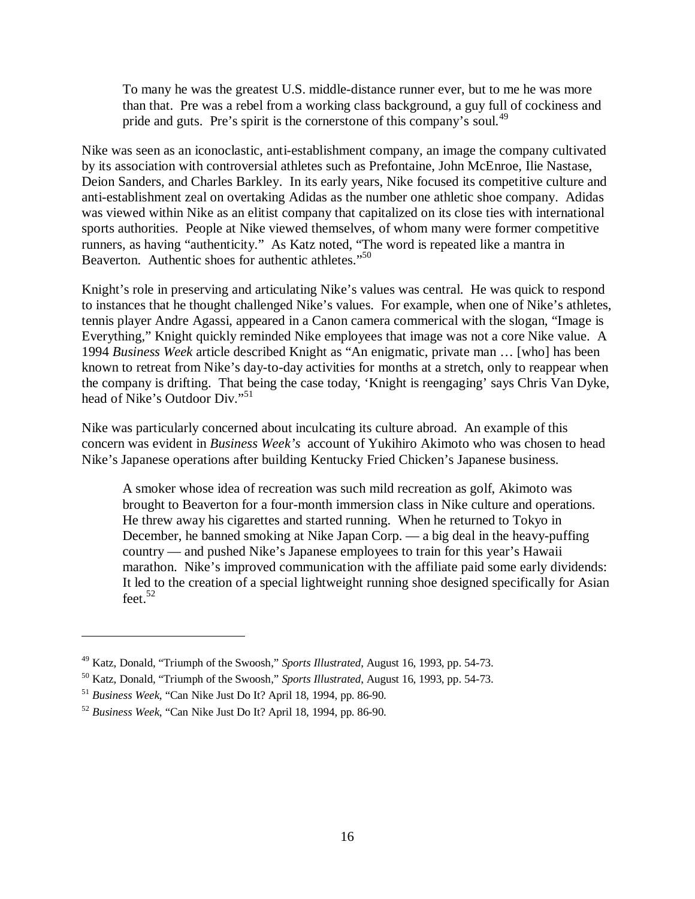> To many he was the greatest U.S. middle-distance runner ever, but to me he was more than that. Pre was a rebel from a working class background, a guy full of cockiness and pride and guts. Pre's spirit is the cornerstone of this company's soul.[49]

Nike was seen as an iconoclastic, anti-establishment company, an image the company cultivated by its association with controversial athletes such as Prefontaine, John McEnroe, Ilie Nastase, Deion Sanders, and Charles Barkley. In its early years, Nike focused its competitive culture and anti-establishment zeal on overtaking Adidas as the number one athletic shoe company. Adidas was viewed within Nike as an elitist company that capitalized on its close ties with international sports authorities. People at Nike viewed themselves, of whom many were former competitive runners, as having "authenticity." As Katz noted, "The word is repeated like a mantra in Beaverton. Authentic shoes for authentic athletes."[50]

Knight's role in preserving and articulating Nike's values was central. He was quick to respond to instances that he thought challenged Nike's values. For example, when one of Nike's athletes, tennis player Andre Agassi, appeared in a Canon camera commerical with the slogan, "Image is Everything," Knight quickly reminded Nike employees that image was not a core Nike value. A 1994 *Business Week* article described Knight as "An enigmatic, private man … [who] has been known to retreat from Nike's day-to-day activities for months at a stretch, only to reappear when the company is drifting. That being the case today, 'Knight is reengaging' says Chris Van Dyke, head of Nike's Outdoor Div."[51]

Nike was particularly concerned about inculcating its culture abroad. An example of this concern was evident in *Business Week's* account of Yukihiro Akimoto who was chosen to head Nike's Japanese operations after building Kentucky Fried Chicken's Japanese business.

> A smoker whose idea of recreation was such mild recreation as golf, Akimoto was brought to Beaverton for a four-month immersion class in Nike culture and operations. He threw away his cigarettes and started running. When he returned to Tokyo in December, he banned smoking at Nike Japan Corp. — a big deal in the heavy-puffing country — and pushed Nike's Japanese employees to train for this year's Hawaii marathon. Nike's improved communication with the affiliate paid some early dividends: It led to the creation of a special lightweight running shoe designed specifically for Asian feet.[52]

---

[49] Katz, Donald, "Triumph of the Swoosh," *Sports Illustrated*, August 16, 1993, pp. 54-73.

[50] Katz, Donald, "Triumph of the Swoosh," *Sports Illustrated*, August 16, 1993, pp. 54-73.

[51] *Business Week*, "Can Nike Just Do It? April 18, 1994, pp. 86-90.

[52] *Business Week*, "Can Nike Just Do It? April 18, 1994, pp. 86-90.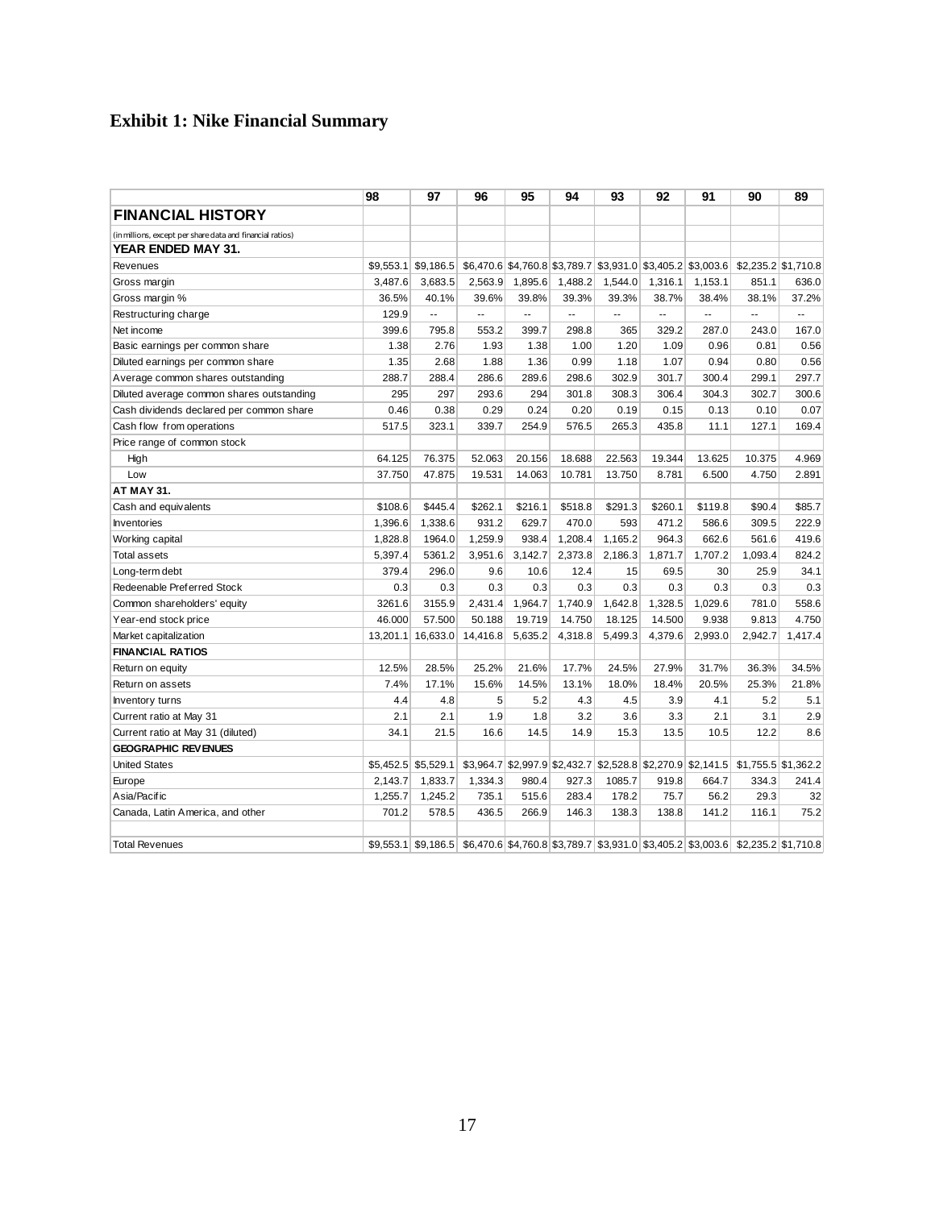# Exhibit 1: Nike Financial Summary

| | 98 | 97 | 96 | 95 | 94 | 93 | 92 | 91 | 90 | 89 |
|---|---|---|---|---|---|---|---|---|---|---|
| **FINANCIAL HISTORY** | | | | | | | | | | |
| (in millions, except per share data and financial ratios) | | | | | | | | | | |
| **YEAR ENDED MAY 31.** | | | | | | | | | | |
| Revenues | $9,553.1 | $9,186.5 | $6,470.6 | $4,760.8 | $3,789.7 | $3,931.0 | $3,405.2 | $3,003.6 | $2,235.2 | $1,710.8 |
| Gross margin | 3,487.6 | 3,683.5 | 2,563.9 | 1,895.6 | 1,488.2 | 1,544.0 | 1,316.1 | 1,153.1 | 851.1 | 636.0 |
| Gross margin % | 36.5% | 40.1% | 39.6% | 39.8% | 39.3% | 39.3% | 38.7% | 38.4% | 38.1% | 37.2% |
| Restructuring charge | 129.9 | -- | -- | -- | -- | -- | -- | -- | -- | -- |
| Net income | 399.6 | 795.8 | 553.2 | 399.7 | 298.8 | 365 | 329.2 | 287.0 | 243.0 | 167.0 |
| Basic earnings per common share | 1.38 | 2.76 | 1.93 | 1.38 | 1.00 | 1.20 | 1.09 | 0.96 | 0.81 | 0.56 |
| Diluted earnings per common share | 1.35 | 2.68 | 1.88 | 1.36 | 0.99 | 1.18 | 1.07 | 0.94 | 0.80 | 0.56 |
| Average common shares outstanding | 288.7 | 288.4 | 286.6 | 289.6 | 298.6 | 302.9 | 301.7 | 300.4 | 299.1 | 297.7 |
| Diluted average common shares outstanding | 295 | 297 | 293.6 | 294 | 301.8 | 308.3 | 306.4 | 304.3 | 302.7 | 300.6 |
| Cash dividends declared per common share | 0.46 | 0.38 | 0.29 | 0.24 | 0.20 | 0.19 | 0.15 | 0.13 | 0.10 | 0.07 |
| Cash flow from operations | 517.5 | 323.1 | 339.7 | 254.9 | 576.5 | 265.3 | 435.8 | 11.1 | 127.1 | 169.4 |
| Price range of common stock | | | | | | | | | | |
| High | 64.125 | 76.375 | 52.063 | 20.156 | 18.688 | 22.563 | 19.344 | 13.625 | 10.375 | 4.969 |
| Low | 37.750 | 47.875 | 19.531 | 14.063 | 10.781 | 13.750 | 8.781 | 6.500 | 4.750 | 2.891 |
| **AT MAY 31.** | | | | | | | | | | |
| Cash and equivalents | $108.6 | $445.4 | $262.1 | $216.1 | $518.8 | $291.3 | $260.1 | $119.8 | $90.4 | $85.7 |
| Inventories | 1,396.6 | 1,338.6 | 931.2 | 629.7 | 470.0 | 593 | 471.2 | 586.6 | 309.5 | 222.9 |
| Working capital | 1,828.8 | 1964.0 | 1,259.9 | 938.4 | 1,208.4 | 1,165.2 | 964.3 | 662.6 | 561.6 | 419.6 |
| Total assets | 5,397.4 | 5361.2 | 3,951.6 | 3,142.7 | 2,373.8 | 2,186.3 | 1,871.7 | 1,707.2 | 1,093.4 | 824.2 |
| Long-term debt | 379.4 | 296.0 | 9.6 | 10.6 | 12.4 | 15 | 69.5 | 30 | 25.9 | 34.1 |
| Redeenable Preferred Stock | 0.3 | 0.3 | 0.3 | 0.3 | 0.3 | 0.3 | 0.3 | 0.3 | 0.3 | 0.3 |
| Common shareholders' equity | 3261.6 | 3155.9 | 2,431.4 | 1,964.7 | 1,740.9 | 1,642.8 | 1,328.5 | 1,029.6 | 781.0 | 558.6 |
| Year-end stock price | 46.000 | 57.500 | 50.188 | 19.719 | 14.750 | 18.125 | 14.500 | 9.938 | 9.813 | 4.750 |
| Market capitalization | 13,201.1 | 16,633.0 | 14,416.8 | 5,635.2 | 4,318.8 | 5,499.3 | 4,379.6 | 2,993.0 | 2,942.7 | 1,417.4 |
| **FINANCIAL RATIOS** | | | | | | | | | | |
| Return on equity | 12.5% | 28.5% | 25.2% | 21.6% | 17.7% | 24.5% | 27.9% | 31.7% | 36.3% | 34.5% |
| Return on assets | 7.4% | 17.1% | 15.6% | 14.5% | 13.1% | 18.0% | 18.4% | 20.5% | 25.3% | 21.8% |
| Inventory turns | 4.4 | 4.8 | 5 | 5.2 | 4.3 | 4.5 | 3.9 | 4.1 | 5.2 | 5.1 |
| Current ratio at May 31 | 2.1 | 2.1 | 1.9 | 1.8 | 3.2 | 3.6 | 3.3 | 2.1 | 3.1 | 2.9 |
| Current ratio at May 31 (diluted) | 34.1 | 21.5 | 16.6 | 14.5 | 14.9 | 15.3 | 13.5 | 10.5 | 12.2 | 8.6 |
| **GEOGRAPHIC REVENUES** | | | | | | | | | | |
| United States | $5,452.5 | $5,529.1 | $3,964.7 | $2,997.9 | $2,432.7 | $2,528.8 | $2,270.9 | $2,141.5 | $1,755.5 | $1,362.2 |
| Europe | 2,143.7 | 1,833.7 | 1,334.3 | 980.4 | 927.3 | 1085.7 | 919.8 | 664.7 | 334.3 | 241.4 |
| Asia/Pacific | 1,255.7 | 1,245.2 | 735.1 | 515.6 | 283.4 | 178.2 | 75.7 | 56.2 | 29.3 | 32 |
| Canada, Latin America, and other | 701.2 | 578.5 | 436.5 | 266.9 | 146.3 | 138.3 | 138.8 | 141.2 | 116.1 | 75.2 |
| | | | | | | | | | | |
| Total Revenues | $9,553.1 | $9,186.5 | $6,470.6 | $4,760.8 | $3,789.7 | $3,931.0 | $3,405.2 | $3,003.6 | $2,235.2 | $1,710.8 |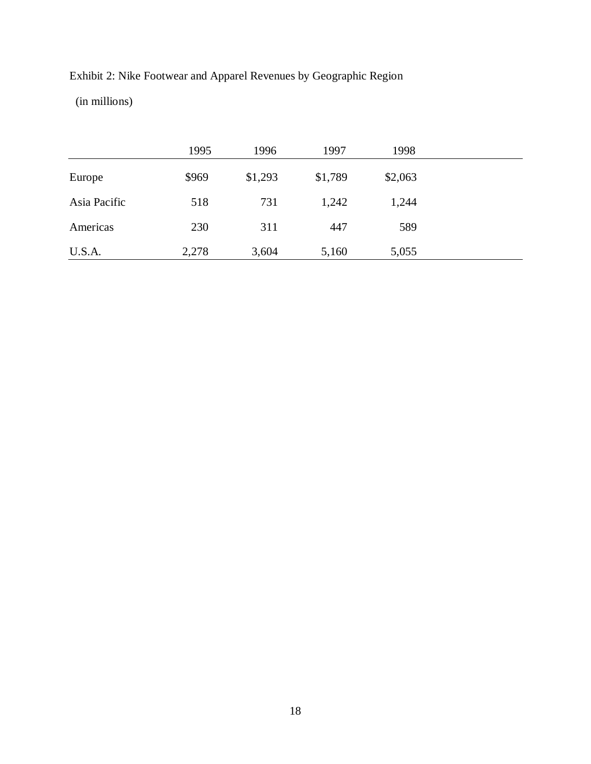Exhibit 2: Nike Footwear and Apparel Revenues by Geographic Region

(in millions)

| | 1995 | 1996 | 1997 | 1998 |
|---|---|---|---|---|
| Europe | $969 | $1,293 | $1,789 | $2,063 |
| Asia Pacific | 518 | 731 | 1,242 | 1,244 |
| Americas | 230 | 311 | 447 | 589 |
| U.S.A. | 2,278 | 3,604 | 5,160 | 5,055 |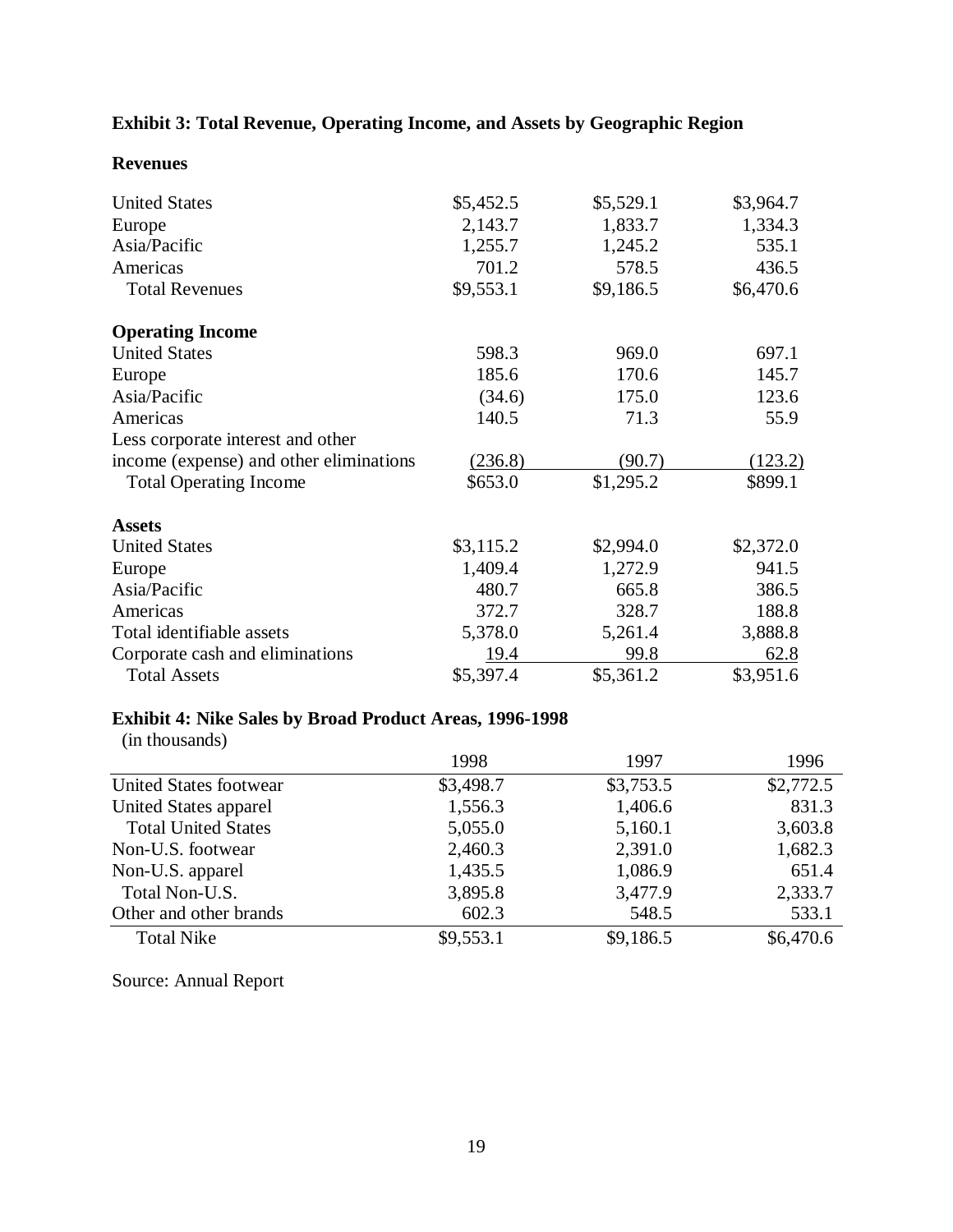## Exhibit 3: Total Revenue, Operating Income, and Assets by Geographic Region

| **Revenues** | | | |
|---|---|---|---|
| United States | $5,452.5 | $5,529.1 | $3,964.7 |
| Europe | 2,143.7 | 1,833.7 | 1,334.3 |
| Asia/Pacific | 1,255.7 | 1,245.2 | 535.1 |
| Americas | 701.2 | 578.5 | 436.5 |
| Total Revenues | $9,553.1 | $9,186.5 | $6,470.6 |
| **Operating Income** | | | |
| United States | 598.3 | 969.0 | 697.1 |
| Europe | 185.6 | 170.6 | 145.7 |
| Asia/Pacific | (34.6) | 175.0 | 123.6 |
| Americas | 140.5 | 71.3 | 55.9 |
| Less corporate interest and other income (expense) and other eliminations | (236.8) | (90.7) | (123.2) |
| Total Operating Income | $653.0 | $1,295.2 | $899.1 |
| **Assets** | | | |
| United States | $3,115.2 | $2,994.0 | $2,372.0 |
| Europe | 1,409.4 | 1,272.9 | 941.5 |
| Asia/Pacific | 480.7 | 665.8 | 386.5 |
| Americas | 372.7 | 328.7 | 188.8 |
| Total identifiable assets | 5,378.0 | 5,261.4 | 3,888.8 |
| Corporate cash and eliminations | 19.4 | 99.8 | 62.8 |
| Total Assets | $5,397.4 | $5,361.2 | $3,951.6 |

## Exhibit 4: Nike Sales by Broad Product Areas, 1996-1998

(in thousands)

| | 1998 | 1997 | 1996 |
|---|---|---|---|
| United States footwear | $3,498.7 | $3,753.5 | $2,772.5 |
| United States apparel | 1,556.3 | 1,406.6 | 831.3 |
| Total United States | 5,055.0 | 5,160.1 | 3,603.8 |
| Non-U.S. footwear | 2,460.3 | 2,391.0 | 1,682.3 |
| Non-U.S. apparel | 1,435.5 | 1,086.9 | 651.4 |
| Total Non-U.S. | 3,895.8 | 3,477.9 | 2,333.7 |
| Other and other brands | 602.3 | 548.5 | 533.1 |
| Total Nike | $9,553.1 | $9,186.5 | $6,470.6 |

Source: Annual Report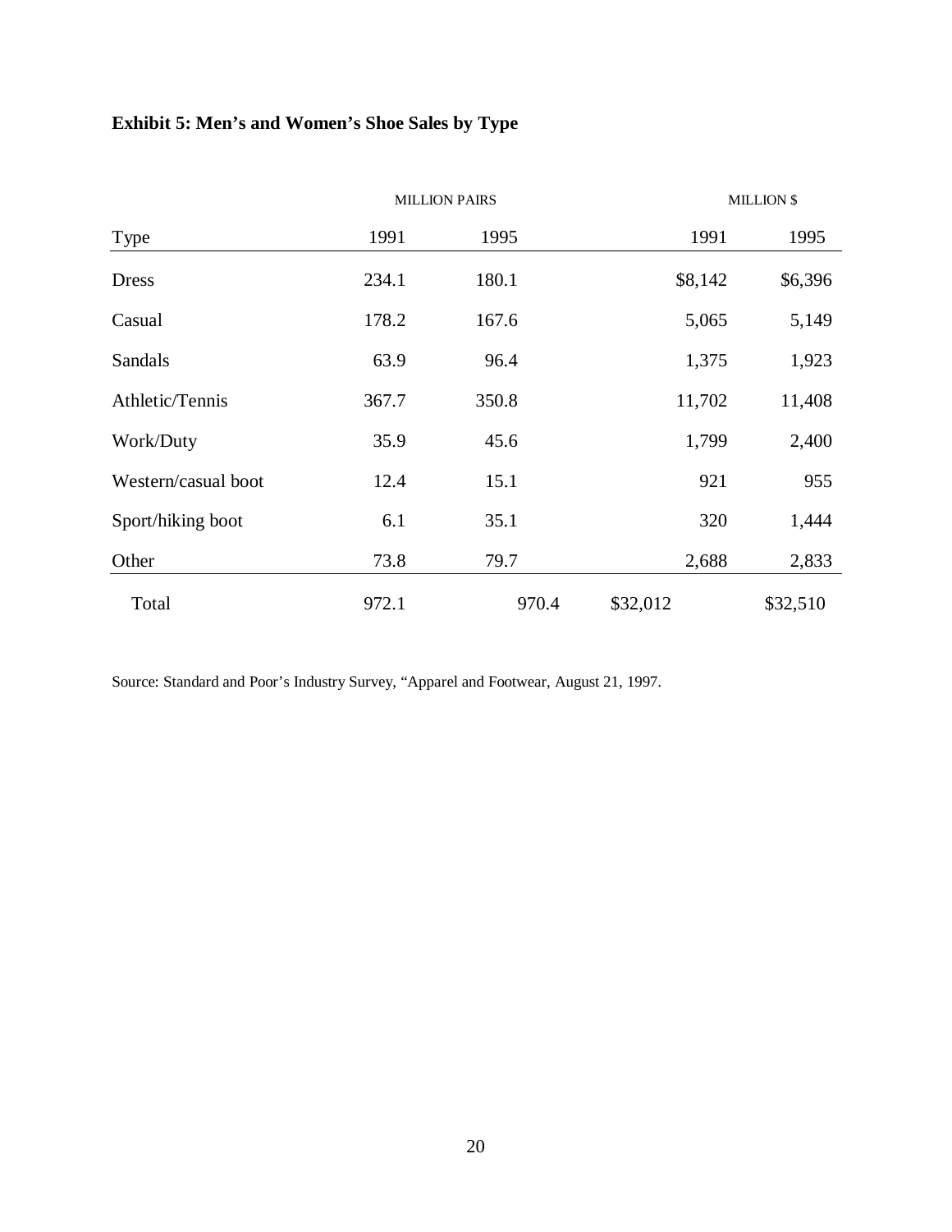**Exhibit 5: Men's and Women's Shoe Sales by Type**

| | MILLION PAIRS | | MILLION $ | |
|---|---|---|---|---|
| Type | 1991 | 1995 | 1991 | 1995 |
| Dress | 234.1 | 180.1 | $8,142 | $6,396 |
| Casual | 178.2 | 167.6 | 5,065 | 5,149 |
| Sandals | 63.9 | 96.4 | 1,375 | 1,923 |
| Athletic/Tennis | 367.7 | 350.8 | 11,702 | 11,408 |
| Work/Duty | 35.9 | 45.6 | 1,799 | 2,400 |
| Western/casual boot | 12.4 | 15.1 | 921 | 955 |
| Sport/hiking boot | 6.1 | 35.1 | 320 | 1,444 |
| Other | 73.8 | 79.7 | 2,688 | 2,833 |
| Total | 972.1 | 970.4 | $32,012 | $32,510 |

Source: Standard and Poor's Industry Survey, "Apparel and Footwear, August 21, 1997.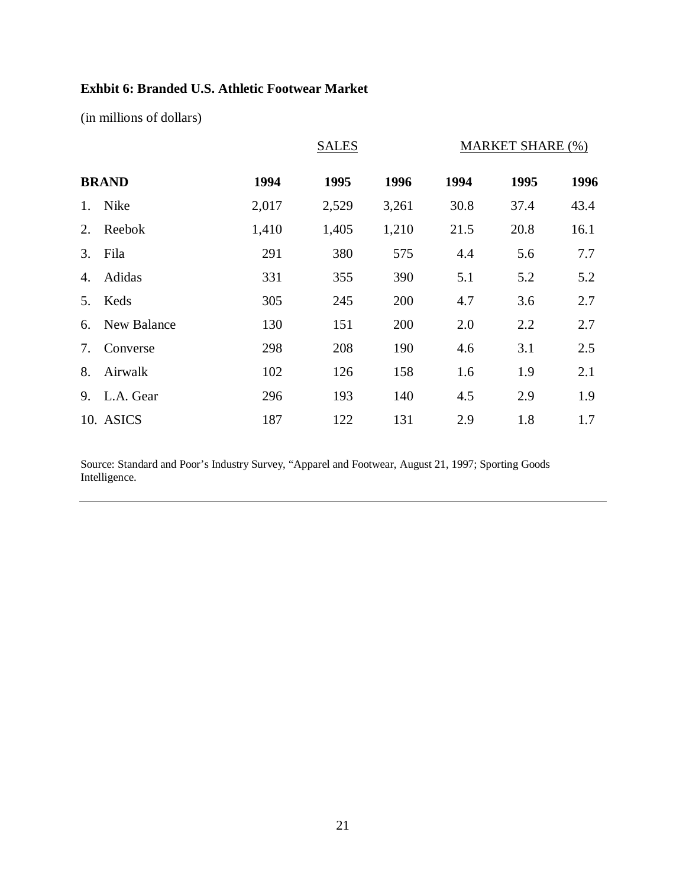**Exhbit 6: Branded U.S. Athletic Footwear Market**

(in millions of dollars)

| | SALES | | | MARKET SHARE (%) | | |
|---|---|---|---|---|---|---|
| **BRAND** | **1994** | **1995** | **1996** | **1994** | **1995** | **1996** |
| 1. Nike | 2,017 | 2,529 | 3,261 | 30.8 | 37.4 | 43.4 |
| 2. Reebok | 1,410 | 1,405 | 1,210 | 21.5 | 20.8 | 16.1 |
| 3. Fila | 291 | 380 | 575 | 4.4 | 5.6 | 7.7 |
| 4. Adidas | 331 | 355 | 390 | 5.1 | 5.2 | 5.2 |
| 5. Keds | 305 | 245 | 200 | 4.7 | 3.6 | 2.7 |
| 6. New Balance | 130 | 151 | 200 | 2.0 | 2.2 | 2.7 |
| 7. Converse | 298 | 208 | 190 | 4.6 | 3.1 | 2.5 |
| 8. Airwalk | 102 | 126 | 158 | 1.6 | 1.9 | 2.1 |
| 9. L.A. Gear | 296 | 193 | 140 | 4.5 | 2.9 | 1.9 |
| 10. ASICS | 187 | 122 | 131 | 2.9 | 1.8 | 1.7 |

Source: Standard and Poor's Industry Survey, "Apparel and Footwear, August 21, 1997; Sporting Goods Intelligence.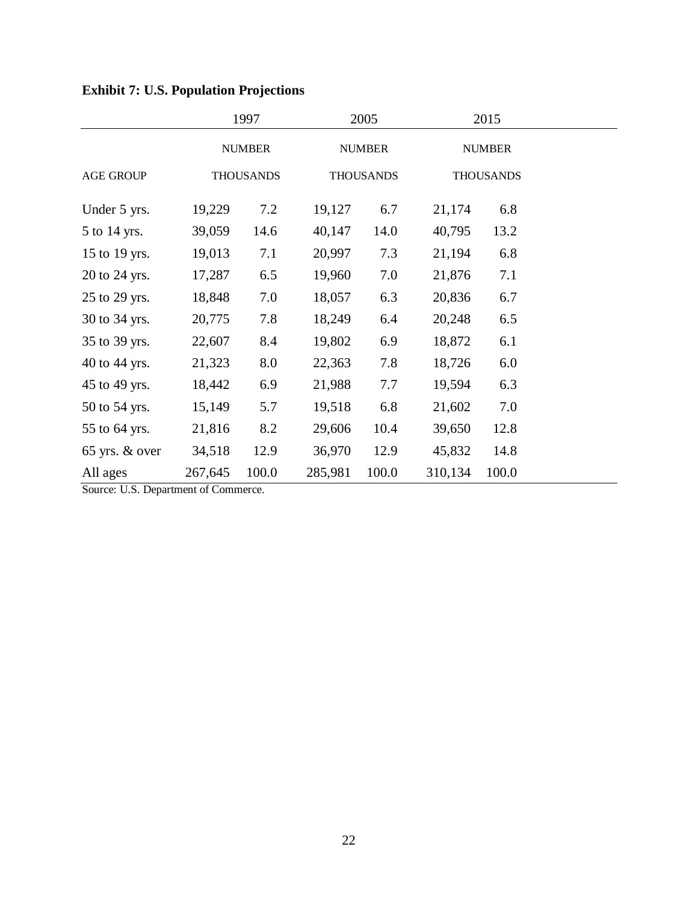**Exhibit 7: U.S. Population Projections**

| | 1997 | | 2005 | | 2015 | |
|---|---|---|---|---|---|---|
| | NUMBER | | NUMBER | | NUMBER | |
| AGE GROUP | THOUSANDS | | THOUSANDS | | THOUSANDS | |
| Under 5 yrs. | 19,229 | 7.2 | 19,127 | 6.7 | 21,174 | 6.8 |
| 5 to 14 yrs. | 39,059 | 14.6 | 40,147 | 14.0 | 40,795 | 13.2 |
| 15 to 19 yrs. | 19,013 | 7.1 | 20,997 | 7.3 | 21,194 | 6.8 |
| 20 to 24 yrs. | 17,287 | 6.5 | 19,960 | 7.0 | 21,876 | 7.1 |
| 25 to 29 yrs. | 18,848 | 7.0 | 18,057 | 6.3 | 20,836 | 6.7 |
| 30 to 34 yrs. | 20,775 | 7.8 | 18,249 | 6.4 | 20,248 | 6.5 |
| 35 to 39 yrs. | 22,607 | 8.4 | 19,802 | 6.9 | 18,872 | 6.1 |
| 40 to 44 yrs. | 21,323 | 8.0 | 22,363 | 7.8 | 18,726 | 6.0 |
| 45 to 49 yrs. | 18,442 | 6.9 | 21,988 | 7.7 | 19,594 | 6.3 |
| 50 to 54 yrs. | 15,149 | 5.7 | 19,518 | 6.8 | 21,602 | 7.0 |
| 55 to 64 yrs. | 21,816 | 8.2 | 29,606 | 10.4 | 39,650 | 12.8 |
| 65 yrs. & over | 34,518 | 12.9 | 36,970 | 12.9 | 45,832 | 14.8 |
| All ages | 267,645 | 100.0 | 285,981 | 100.0 | 310,134 | 100.0 |

Source: U.S. Department of Commerce.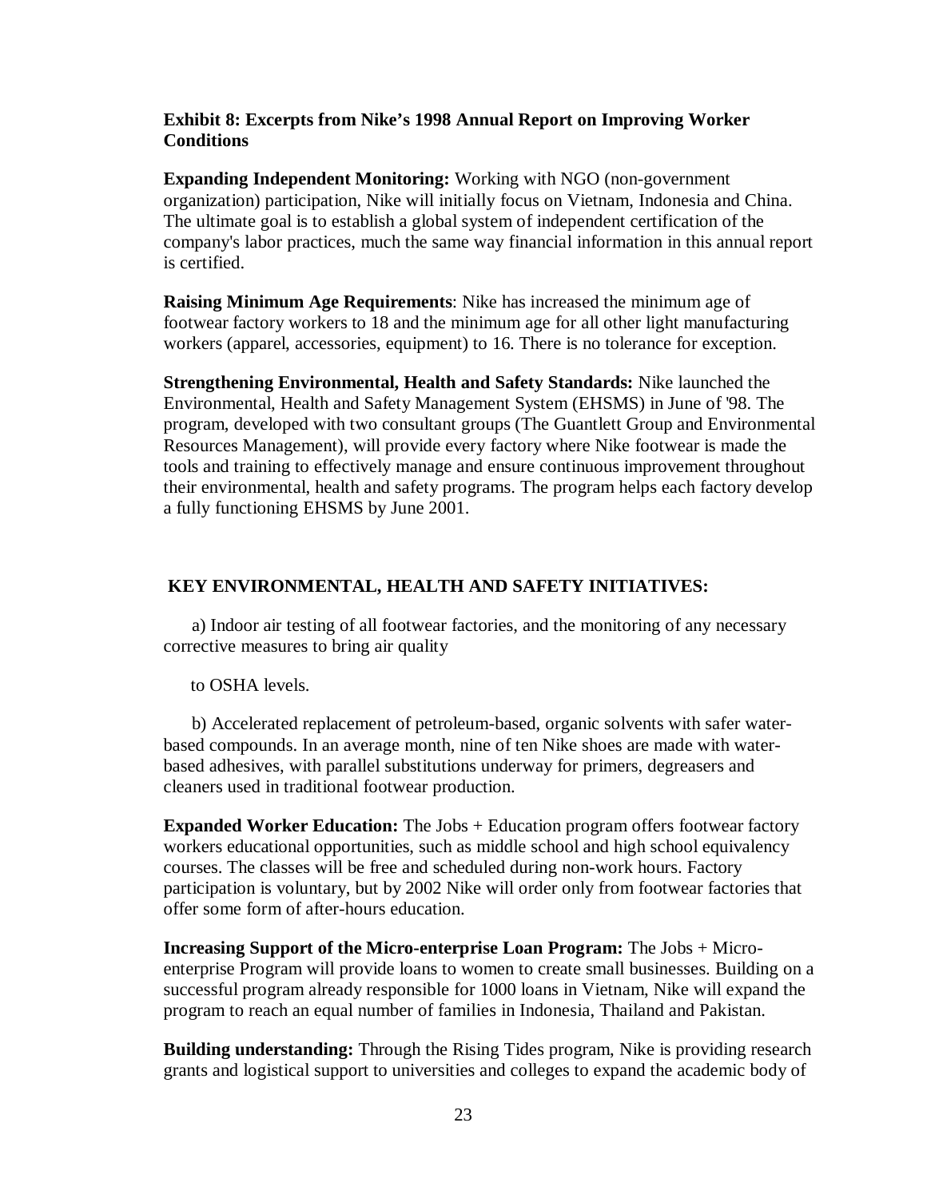**Exhibit 8: Excerpts from Nike's 1998 Annual Report on Improving Worker Conditions**

**Expanding Independent Monitoring:** Working with NGO (non-government organization) participation, Nike will initially focus on Vietnam, Indonesia and China. The ultimate goal is to establish a global system of independent certification of the company's labor practices, much the same way financial information in this annual report is certified.

**Raising Minimum Age Requirements**: Nike has increased the minimum age of footwear factory workers to 18 and the minimum age for all other light manufacturing workers (apparel, accessories, equipment) to 16. There is no tolerance for exception.

**Strengthening Environmental, Health and Safety Standards:** Nike launched the Environmental, Health and Safety Management System (EHSMS) in June of '98. The program, developed with two consultant groups (The Guantlett Group and Environmental Resources Management), will provide every factory where Nike footwear is made the tools and training to effectively manage and ensure continuous improvement throughout their environmental, health and safety programs. The program helps each factory develop a fully functioning EHSMS by June 2001.

**KEY ENVIRONMENTAL, HEALTH AND SAFETY INITIATIVES:**

a) Indoor air testing of all footwear factories, and the monitoring of any necessary corrective measures to bring air quality to OSHA levels.

b) Accelerated replacement of petroleum-based, organic solvents with safer water-based compounds. In an average month, nine of ten Nike shoes are made with water-based adhesives, with parallel substitutions underway for primers, degreasers and cleaners used in traditional footwear production.

**Expanded Worker Education:** The Jobs + Education program offers footwear factory workers educational opportunities, such as middle school and high school equivalency courses. The classes will be free and scheduled during non-work hours. Factory participation is voluntary, but by 2002 Nike will order only from footwear factories that offer some form of after-hours education.

**Increasing Support of the Micro-enterprise Loan Program:** The Jobs + Micro-enterprise Program will provide loans to women to create small businesses. Building on a successful program already responsible for 1000 loans in Vietnam, Nike will expand the program to reach an equal number of families in Indonesia, Thailand and Pakistan.

**Building understanding:** Through the Rising Tides program, Nike is providing research grants and logistical support to universities and colleges to expand the academic body of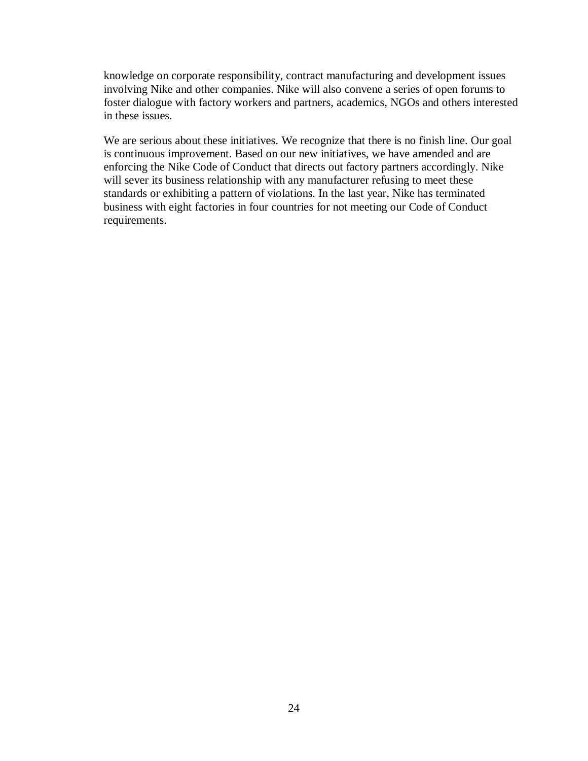knowledge on corporate responsibility, contract manufacturing and development issues involving Nike and other companies. Nike will also convene a series of open forums to foster dialogue with factory workers and partners, academics, NGOs and others interested in these issues.

We are serious about these initiatives. We recognize that there is no finish line. Our goal is continuous improvement. Based on our new initiatives, we have amended and are enforcing the Nike Code of Conduct that directs out factory partners accordingly. Nike will sever its business relationship with any manufacturer refusing to meet these standards or exhibiting a pattern of violations. In the last year, Nike has terminated business with eight factories in four countries for not meeting our Code of Conduct requirements.